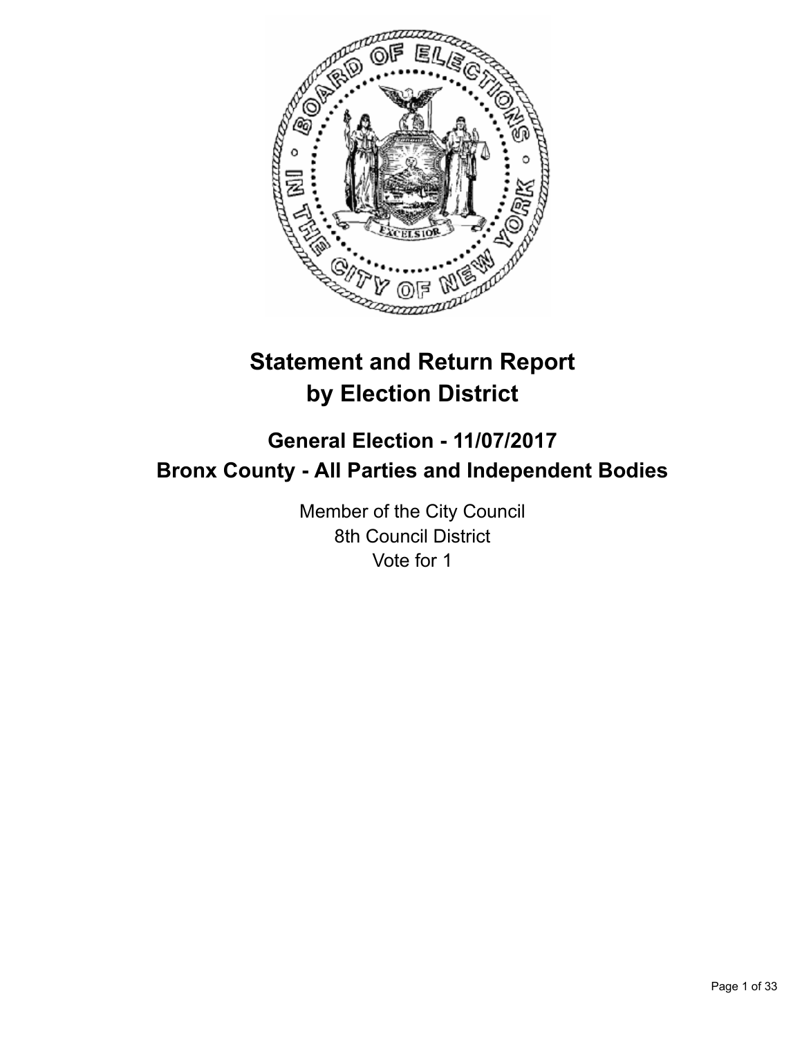# Statement and Return Report by Election District

## General Election - 11/07/2017
## Bronx County - All Parties and Independent Bodies

Member of the City Council
8th Council District
Vote for 1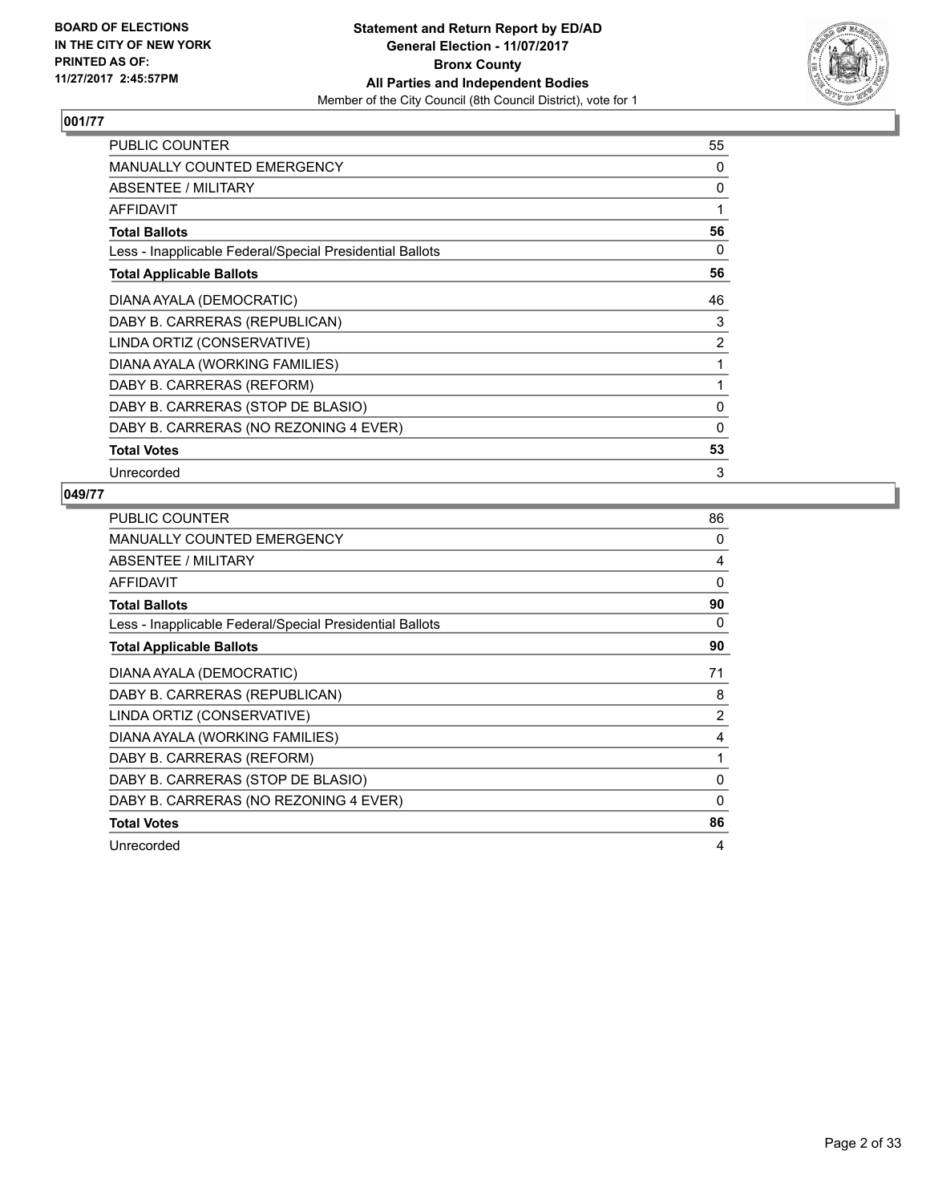BOARD OF ELECTIONS
IN THE CITY OF NEW YORK
PRINTED AS OF:
11/27/2017 2:45:57PM

**Statement and Return Report by ED/AD**
**General Election - 11/07/2017**
**Bronx County**
**All Parties and Independent Bodies**
Member of the City Council (8th Council District), vote for 1

## 001/77

| | |
|---|---|
| PUBLIC COUNTER | 55 |
| MANUALLY COUNTED EMERGENCY | 0 |
| ABSENTEE / MILITARY | 0 |
| AFFIDAVIT | 1 |
| **Total Ballots** | **56** |
| Less - Inapplicable Federal/Special Presidential Ballots | 0 |
| **Total Applicable Ballots** | **56** |
| DIANA AYALA (DEMOCRATIC) | 46 |
| DABY B. CARRERAS (REPUBLICAN) | 3 |
| LINDA ORTIZ (CONSERVATIVE) | 2 |
| DIANA AYALA (WORKING FAMILIES) | 1 |
| DABY B. CARRERAS (REFORM) | 1 |
| DABY B. CARRERAS (STOP DE BLASIO) | 0 |
| DABY B. CARRERAS (NO REZONING 4 EVER) | 0 |
| **Total Votes** | **53** |
| Unrecorded | 3 |

## 049/77

| | |
|---|---|
| PUBLIC COUNTER | 86 |
| MANUALLY COUNTED EMERGENCY | 0 |
| ABSENTEE / MILITARY | 4 |
| AFFIDAVIT | 0 |
| **Total Ballots** | **90** |
| Less - Inapplicable Federal/Special Presidential Ballots | 0 |
| **Total Applicable Ballots** | **90** |
| DIANA AYALA (DEMOCRATIC) | 71 |
| DABY B. CARRERAS (REPUBLICAN) | 8 |
| LINDA ORTIZ (CONSERVATIVE) | 2 |
| DIANA AYALA (WORKING FAMILIES) | 4 |
| DABY B. CARRERAS (REFORM) | 1 |
| DABY B. CARRERAS (STOP DE BLASIO) | 0 |
| DABY B. CARRERAS (NO REZONING 4 EVER) | 0 |
| **Total Votes** | **86** |
| Unrecorded | 4 |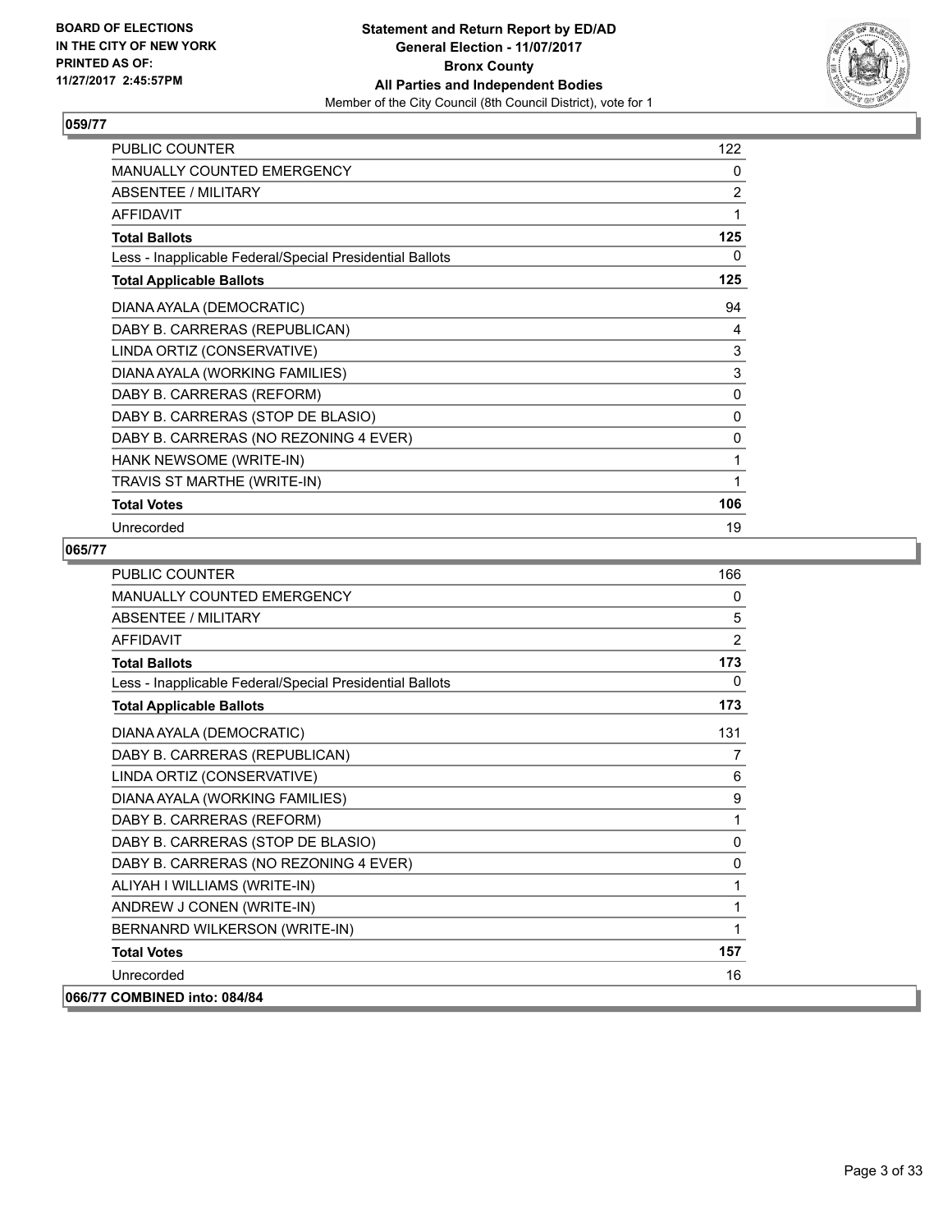**Statement and Return Report by ED/AD**
**General Election - 11/07/2017**
**Bronx County**
**All Parties and Independent Bodies**
Member of the City Council (8th Council District), vote for 1

BOARD OF ELECTIONS
IN THE CITY OF NEW YORK
PRINTED AS OF:
11/27/2017 2:45:57PM

## 059/77

| | |
|---|---|
| PUBLIC COUNTER | 122 |
| MANUALLY COUNTED EMERGENCY | 0 |
| ABSENTEE / MILITARY | 2 |
| AFFIDAVIT | 1 |
| **Total Ballots** | **125** |
| Less - Inapplicable Federal/Special Presidential Ballots | 0 |
| **Total Applicable Ballots** | **125** |
| DIANA AYALA (DEMOCRATIC) | 94 |
| DABY B. CARRERAS (REPUBLICAN) | 4 |
| LINDA ORTIZ (CONSERVATIVE) | 3 |
| DIANA AYALA (WORKING FAMILIES) | 3 |
| DABY B. CARRERAS (REFORM) | 0 |
| DABY B. CARRERAS (STOP DE BLASIO) | 0 |
| DABY B. CARRERAS (NO REZONING 4 EVER) | 0 |
| HANK NEWSOME (WRITE-IN) | 1 |
| TRAVIS ST MARTHE (WRITE-IN) | 1 |
| **Total Votes** | **106** |
| Unrecorded | 19 |

## 065/77

| | |
|---|---|
| PUBLIC COUNTER | 166 |
| MANUALLY COUNTED EMERGENCY | 0 |
| ABSENTEE / MILITARY | 5 |
| AFFIDAVIT | 2 |
| **Total Ballots** | **173** |
| Less - Inapplicable Federal/Special Presidential Ballots | 0 |
| **Total Applicable Ballots** | **173** |
| DIANA AYALA (DEMOCRATIC) | 131 |
| DABY B. CARRERAS (REPUBLICAN) | 7 |
| LINDA ORTIZ (CONSERVATIVE) | 6 |
| DIANA AYALA (WORKING FAMILIES) | 9 |
| DABY B. CARRERAS (REFORM) | 1 |
| DABY B. CARRERAS (STOP DE BLASIO) | 0 |
| DABY B. CARRERAS (NO REZONING 4 EVER) | 0 |
| ALIYAH I WILLIAMS (WRITE-IN) | 1 |
| ANDREW J CONEN (WRITE-IN) | 1 |
| BERNANRD WILKERSON (WRITE-IN) | 1 |
| **Total Votes** | **157** |
| Unrecorded | 16 |

## 066/77 COMBINED into: 084/84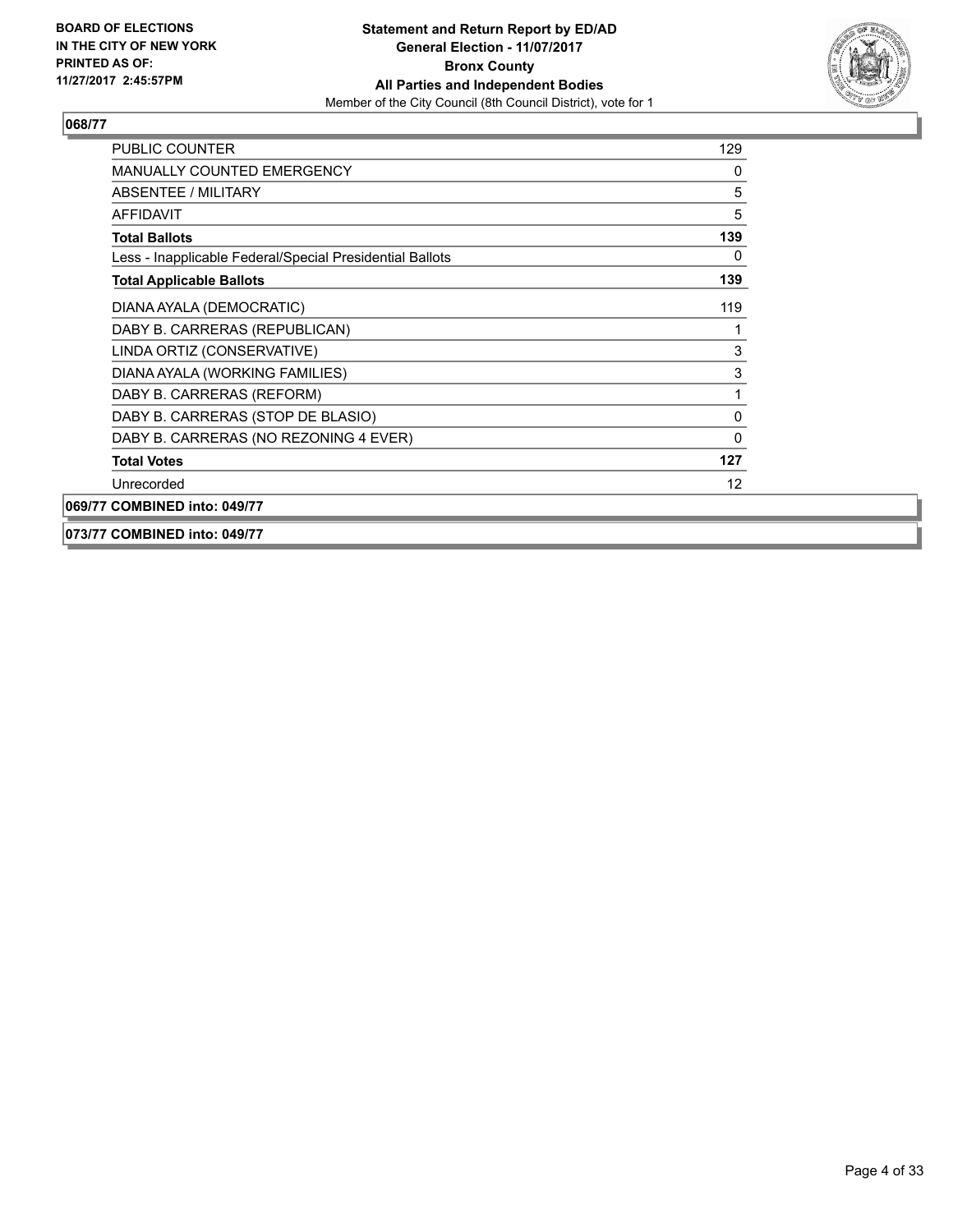**BOARD OF ELECTIONS IN THE CITY OF NEW YORK PRINTED AS OF: 11/27/2017 2:45:57PM**

**Statement and Return Report by ED/AD General Election - 11/07/2017 Bronx County All Parties and Independent Bodies**

Member of the City Council (8th Council District), vote for 1

### 068/77

| | |
|---|---|
| PUBLIC COUNTER | 129 |
| MANUALLY COUNTED EMERGENCY | 0 |
| ABSENTEE / MILITARY | 5 |
| AFFIDAVIT | 5 |
| **Total Ballots** | **139** |
| Less - Inapplicable Federal/Special Presidential Ballots | 0 |
| **Total Applicable Ballots** | **139** |
| DIANA AYALA (DEMOCRATIC) | 119 |
| DABY B. CARRERAS (REPUBLICAN) | 1 |
| LINDA ORTIZ (CONSERVATIVE) | 3 |
| DIANA AYALA (WORKING FAMILIES) | 3 |
| DABY B. CARRERAS (REFORM) | 1 |
| DABY B. CARRERAS (STOP DE BLASIO) | 0 |
| DABY B. CARRERAS (NO REZONING 4 EVER) | 0 |
| **Total Votes** | **127** |
| Unrecorded | 12 |

### 069/77 COMBINED into: 049/77

### 073/77 COMBINED into: 049/77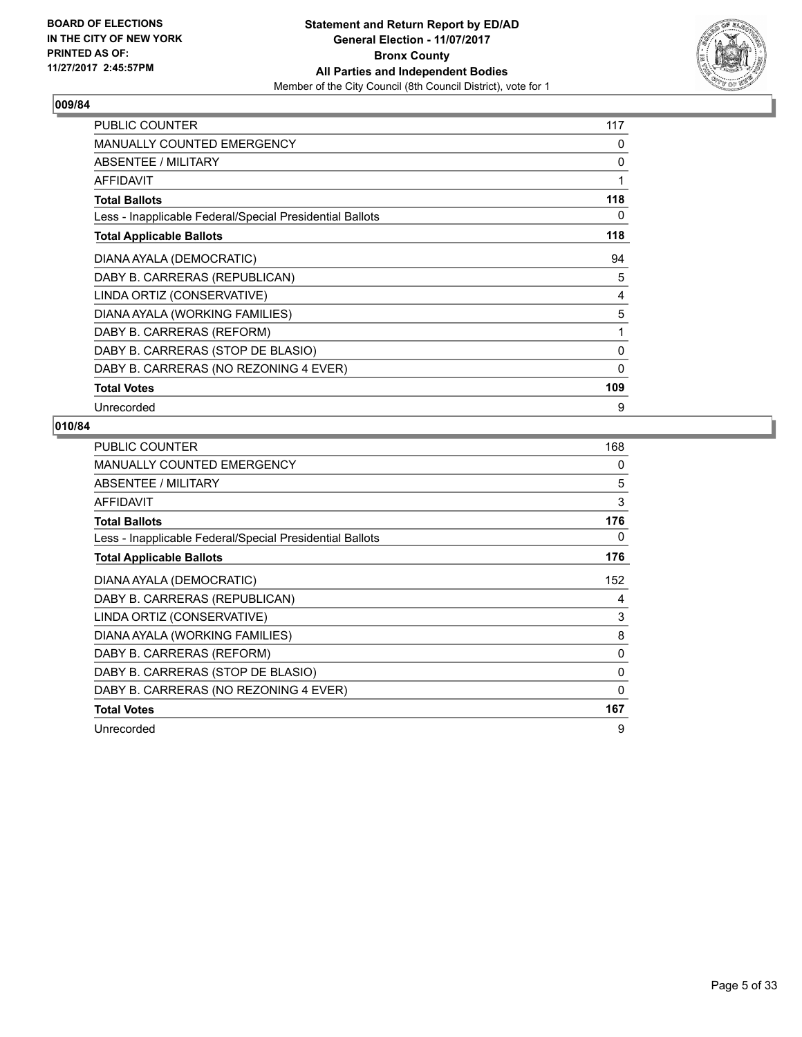**Statement and Return Report by ED/AD**
**General Election - 11/07/2017**
**Bronx County**
**All Parties and Independent Bodies**
Member of the City Council (8th Council District), vote for 1

BOARD OF ELECTIONS IN THE CITY OF NEW YORK PRINTED AS OF: 11/27/2017 2:45:57PM

## 009/84

| | |
|---|---|
| PUBLIC COUNTER | 117 |
| MANUALLY COUNTED EMERGENCY | 0 |
| ABSENTEE / MILITARY | 0 |
| AFFIDAVIT | 1 |
| **Total Ballots** | **118** |
| Less - Inapplicable Federal/Special Presidential Ballots | 0 |
| **Total Applicable Ballots** | **118** |
| DIANA AYALA (DEMOCRATIC) | 94 |
| DABY B. CARRERAS (REPUBLICAN) | 5 |
| LINDA ORTIZ (CONSERVATIVE) | 4 |
| DIANA AYALA (WORKING FAMILIES) | 5 |
| DABY B. CARRERAS (REFORM) | 1 |
| DABY B. CARRERAS (STOP DE BLASIO) | 0 |
| DABY B. CARRERAS (NO REZONING 4 EVER) | 0 |
| **Total Votes** | **109** |
| Unrecorded | 9 |

## 010/84

| | |
|---|---|
| PUBLIC COUNTER | 168 |
| MANUALLY COUNTED EMERGENCY | 0 |
| ABSENTEE / MILITARY | 5 |
| AFFIDAVIT | 3 |
| **Total Ballots** | **176** |
| Less - Inapplicable Federal/Special Presidential Ballots | 0 |
| **Total Applicable Ballots** | **176** |
| DIANA AYALA (DEMOCRATIC) | 152 |
| DABY B. CARRERAS (REPUBLICAN) | 4 |
| LINDA ORTIZ (CONSERVATIVE) | 3 |
| DIANA AYALA (WORKING FAMILIES) | 8 |
| DABY B. CARRERAS (REFORM) | 0 |
| DABY B. CARRERAS (STOP DE BLASIO) | 0 |
| DABY B. CARRERAS (NO REZONING 4 EVER) | 0 |
| **Total Votes** | **167** |
| Unrecorded | 9 |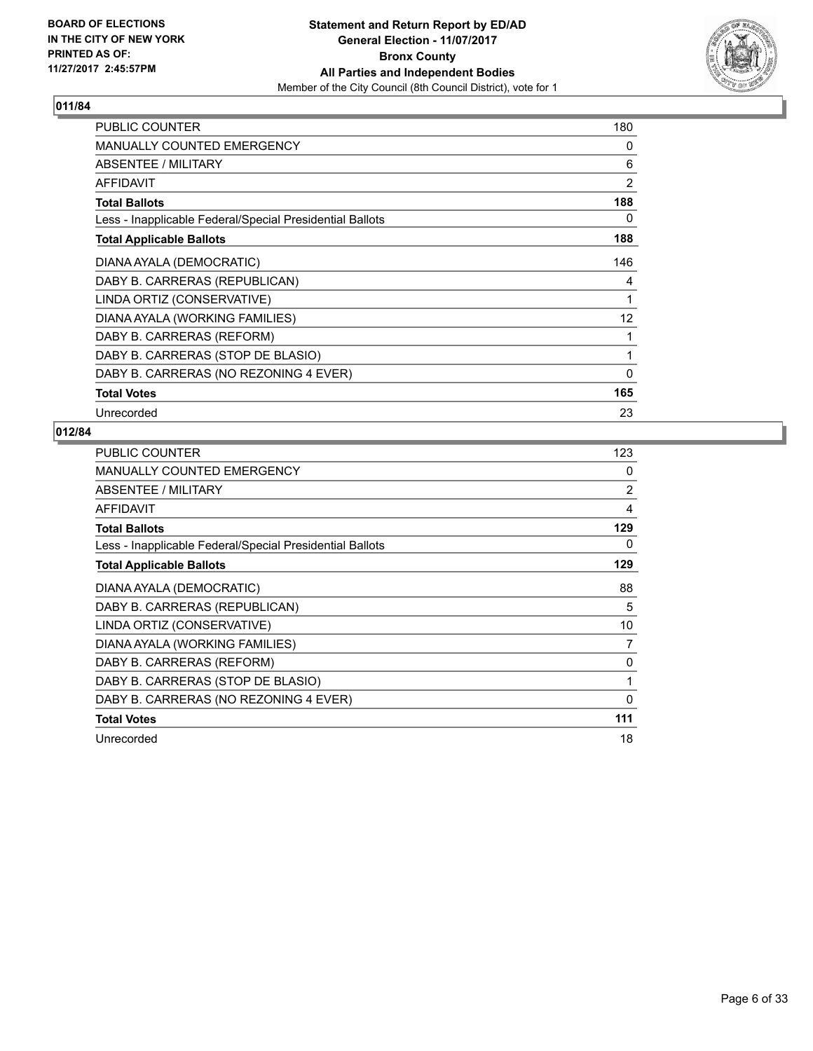**Statement and Return Report by ED/AD**
**General Election - 11/07/2017**
**Bronx County**
**All Parties and Independent Bodies**
Member of the City Council (8th Council District), vote for 1

BOARD OF ELECTIONS IN THE CITY OF NEW YORK
PRINTED AS OF: 11/27/2017 2:45:57PM

## 011/84

| | |
|---|---|
| PUBLIC COUNTER | 180 |
| MANUALLY COUNTED EMERGENCY | 0 |
| ABSENTEE / MILITARY | 6 |
| AFFIDAVIT | 2 |
| **Total Ballots** | **188** |
| Less - Inapplicable Federal/Special Presidential Ballots | 0 |
| **Total Applicable Ballots** | **188** |
| DIANA AYALA (DEMOCRATIC) | 146 |
| DABY B. CARRERAS (REPUBLICAN) | 4 |
| LINDA ORTIZ (CONSERVATIVE) | 1 |
| DIANA AYALA (WORKING FAMILIES) | 12 |
| DABY B. CARRERAS (REFORM) | 1 |
| DABY B. CARRERAS (STOP DE BLASIO) | 1 |
| DABY B. CARRERAS (NO REZONING 4 EVER) | 0 |
| **Total Votes** | **165** |
| Unrecorded | 23 |

## 012/84

| | |
|---|---|
| PUBLIC COUNTER | 123 |
| MANUALLY COUNTED EMERGENCY | 0 |
| ABSENTEE / MILITARY | 2 |
| AFFIDAVIT | 4 |
| **Total Ballots** | **129** |
| Less - Inapplicable Federal/Special Presidential Ballots | 0 |
| **Total Applicable Ballots** | **129** |
| DIANA AYALA (DEMOCRATIC) | 88 |
| DABY B. CARRERAS (REPUBLICAN) | 5 |
| LINDA ORTIZ (CONSERVATIVE) | 10 |
| DIANA AYALA (WORKING FAMILIES) | 7 |
| DABY B. CARRERAS (REFORM) | 0 |
| DABY B. CARRERAS (STOP DE BLASIO) | 1 |
| DABY B. CARRERAS (NO REZONING 4 EVER) | 0 |
| **Total Votes** | **111** |
| Unrecorded | 18 |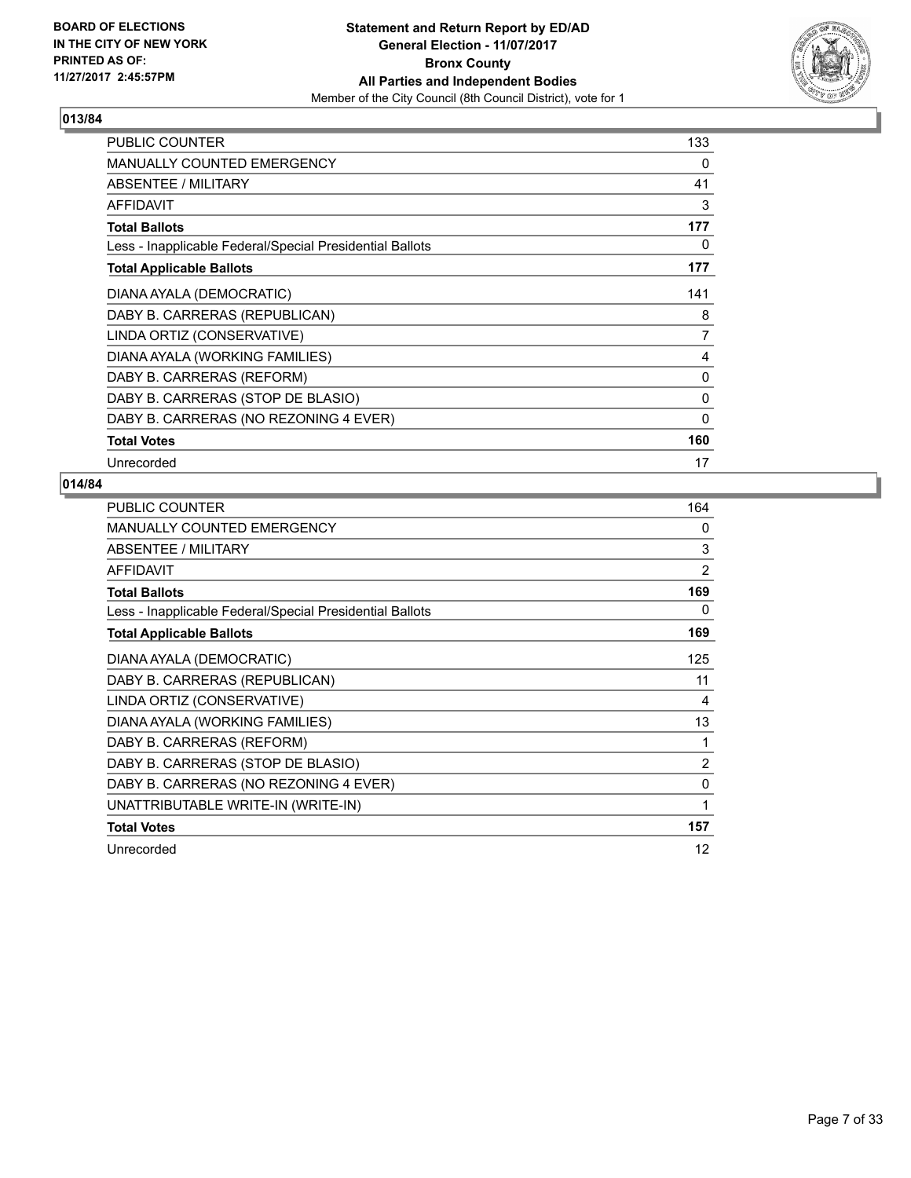**BOARD OF ELECTIONS IN THE CITY OF NEW YORK PRINTED AS OF: 11/27/2017 2:45:57PM**

**Statement and Return Report by ED/AD**
**General Election - 11/07/2017**
**Bronx County**
**All Parties and Independent Bodies**
Member of the City Council (8th Council District), vote for 1

## 013/84

| | |
|---|---|
| PUBLIC COUNTER | 133 |
| MANUALLY COUNTED EMERGENCY | 0 |
| ABSENTEE / MILITARY | 41 |
| AFFIDAVIT | 3 |
| **Total Ballots** | **177** |
| Less - Inapplicable Federal/Special Presidential Ballots | 0 |
| **Total Applicable Ballots** | **177** |
| DIANA AYALA (DEMOCRATIC) | 141 |
| DABY B. CARRERAS (REPUBLICAN) | 8 |
| LINDA ORTIZ (CONSERVATIVE) | 7 |
| DIANA AYALA (WORKING FAMILIES) | 4 |
| DABY B. CARRERAS (REFORM) | 0 |
| DABY B. CARRERAS (STOP DE BLASIO) | 0 |
| DABY B. CARRERAS (NO REZONING 4 EVER) | 0 |
| **Total Votes** | **160** |
| Unrecorded | 17 |

## 014/84

| | |
|---|---|
| PUBLIC COUNTER | 164 |
| MANUALLY COUNTED EMERGENCY | 0 |
| ABSENTEE / MILITARY | 3 |
| AFFIDAVIT | 2 |
| **Total Ballots** | **169** |
| Less - Inapplicable Federal/Special Presidential Ballots | 0 |
| **Total Applicable Ballots** | **169** |
| DIANA AYALA (DEMOCRATIC) | 125 |
| DABY B. CARRERAS (REPUBLICAN) | 11 |
| LINDA ORTIZ (CONSERVATIVE) | 4 |
| DIANA AYALA (WORKING FAMILIES) | 13 |
| DABY B. CARRERAS (REFORM) | 1 |
| DABY B. CARRERAS (STOP DE BLASIO) | 2 |
| DABY B. CARRERAS (NO REZONING 4 EVER) | 0 |
| UNATTRIBUTABLE WRITE-IN (WRITE-IN) | 1 |
| **Total Votes** | **157** |
| Unrecorded | 12 |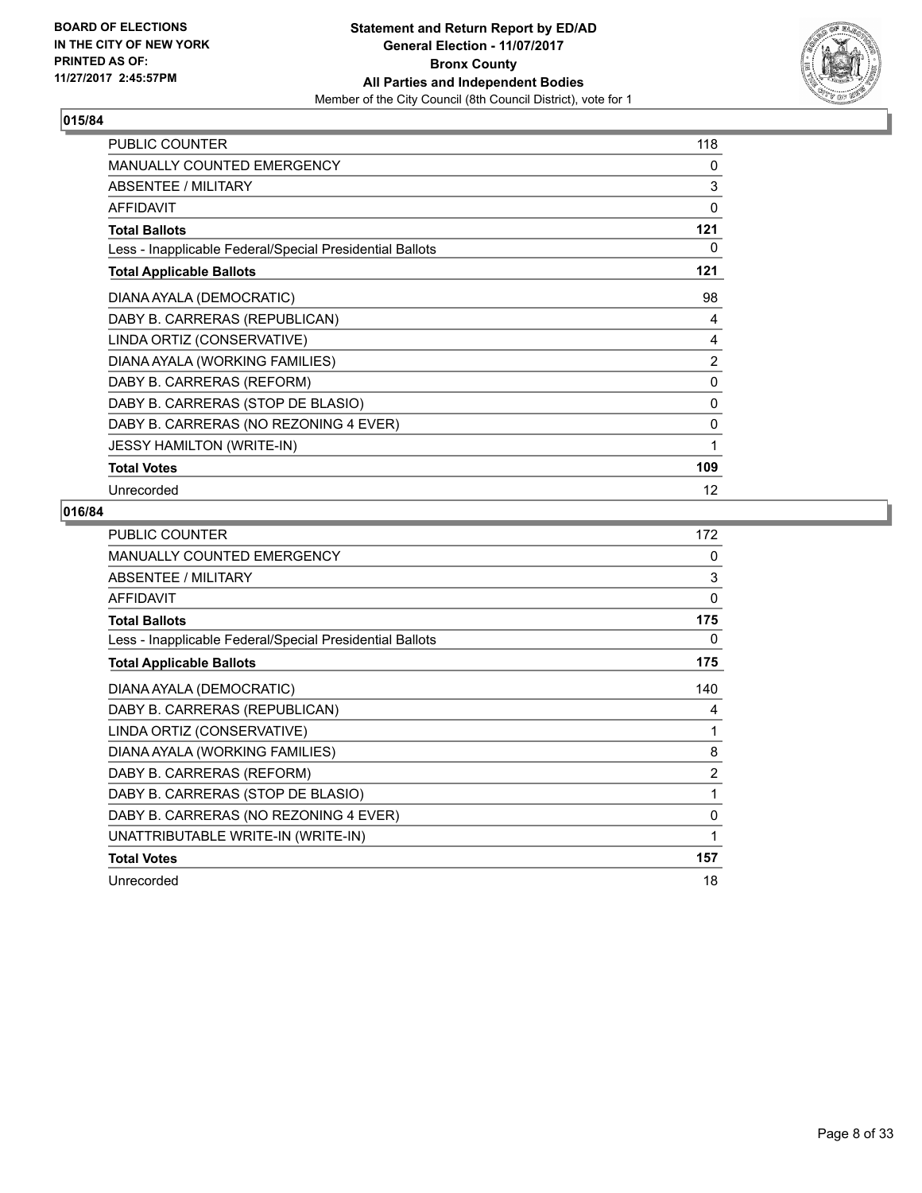**BOARD OF ELECTIONS IN THE CITY OF NEW YORK PRINTED AS OF: 11/27/2017 2:45:57PM**

**Statement and Return Report by ED/AD General Election - 11/07/2017 Bronx County All Parties and Independent Bodies**

Member of the City Council (8th Council District), vote for 1

## 015/84

| | |
|---|---|
| PUBLIC COUNTER | 118 |
| MANUALLY COUNTED EMERGENCY | 0 |
| ABSENTEE / MILITARY | 3 |
| AFFIDAVIT | 0 |
| **Total Ballots** | **121** |
| Less - Inapplicable Federal/Special Presidential Ballots | 0 |
| **Total Applicable Ballots** | **121** |
| DIANA AYALA (DEMOCRATIC) | 98 |
| DABY B. CARRERAS (REPUBLICAN) | 4 |
| LINDA ORTIZ (CONSERVATIVE) | 4 |
| DIANA AYALA (WORKING FAMILIES) | 2 |
| DABY B. CARRERAS (REFORM) | 0 |
| DABY B. CARRERAS (STOP DE BLASIO) | 0 |
| DABY B. CARRERAS (NO REZONING 4 EVER) | 0 |
| JESSY HAMILTON (WRITE-IN) | 1 |
| **Total Votes** | **109** |
| Unrecorded | 12 |

## 016/84

| | |
|---|---|
| PUBLIC COUNTER | 172 |
| MANUALLY COUNTED EMERGENCY | 0 |
| ABSENTEE / MILITARY | 3 |
| AFFIDAVIT | 0 |
| **Total Ballots** | **175** |
| Less - Inapplicable Federal/Special Presidential Ballots | 0 |
| **Total Applicable Ballots** | **175** |
| DIANA AYALA (DEMOCRATIC) | 140 |
| DABY B. CARRERAS (REPUBLICAN) | 4 |
| LINDA ORTIZ (CONSERVATIVE) | 1 |
| DIANA AYALA (WORKING FAMILIES) | 8 |
| DABY B. CARRERAS (REFORM) | 2 |
| DABY B. CARRERAS (STOP DE BLASIO) | 1 |
| DABY B. CARRERAS (NO REZONING 4 EVER) | 0 |
| UNATTRIBUTABLE WRITE-IN (WRITE-IN) | 1 |
| **Total Votes** | **157** |
| Unrecorded | 18 |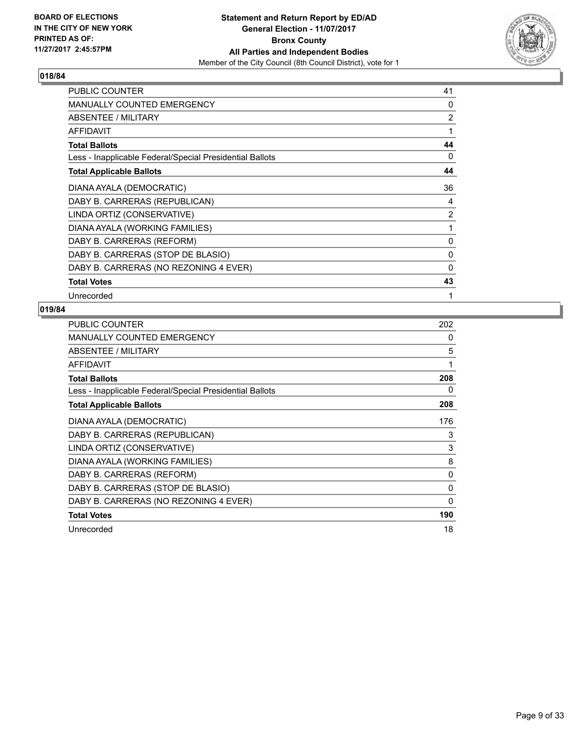**BOARD OF ELECTIONS IN THE CITY OF NEW YORK PRINTED AS OF: 11/27/2017 2:45:57PM**

**Statement and Return Report by ED/AD**
**General Election - 11/07/2017**
**Bronx County**
**All Parties and Independent Bodies**
Member of the City Council (8th Council District), vote for 1

## 018/84

| | |
|---|---|
| PUBLIC COUNTER | 41 |
| MANUALLY COUNTED EMERGENCY | 0 |
| ABSENTEE / MILITARY | 2 |
| AFFIDAVIT | 1 |
| **Total Ballots** | **44** |
| Less - Inapplicable Federal/Special Presidential Ballots | 0 |
| **Total Applicable Ballots** | **44** |
| DIANA AYALA (DEMOCRATIC) | 36 |
| DABY B. CARRERAS (REPUBLICAN) | 4 |
| LINDA ORTIZ (CONSERVATIVE) | 2 |
| DIANA AYALA (WORKING FAMILIES) | 1 |
| DABY B. CARRERAS (REFORM) | 0 |
| DABY B. CARRERAS (STOP DE BLASIO) | 0 |
| DABY B. CARRERAS (NO REZONING 4 EVER) | 0 |
| **Total Votes** | **43** |
| Unrecorded | 1 |

## 019/84

| | |
|---|---|
| PUBLIC COUNTER | 202 |
| MANUALLY COUNTED EMERGENCY | 0 |
| ABSENTEE / MILITARY | 5 |
| AFFIDAVIT | 1 |
| **Total Ballots** | **208** |
| Less - Inapplicable Federal/Special Presidential Ballots | 0 |
| **Total Applicable Ballots** | **208** |
| DIANA AYALA (DEMOCRATIC) | 176 |
| DABY B. CARRERAS (REPUBLICAN) | 3 |
| LINDA ORTIZ (CONSERVATIVE) | 3 |
| DIANA AYALA (WORKING FAMILIES) | 8 |
| DABY B. CARRERAS (REFORM) | 0 |
| DABY B. CARRERAS (STOP DE BLASIO) | 0 |
| DABY B. CARRERAS (NO REZONING 4 EVER) | 0 |
| **Total Votes** | **190** |
| Unrecorded | 18 |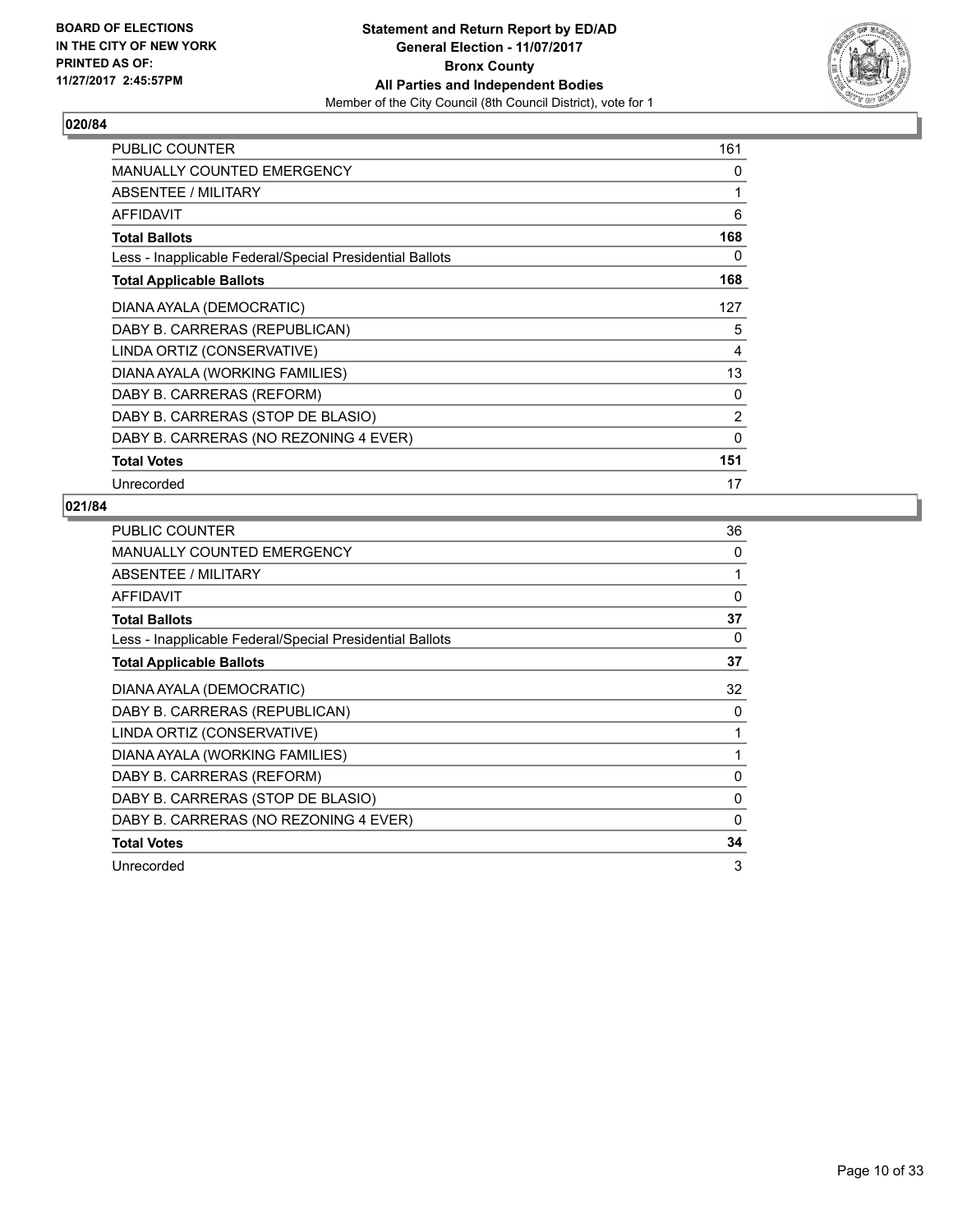**BOARD OF ELECTIONS IN THE CITY OF NEW YORK PRINTED AS OF: 11/27/2017 2:45:57PM**

**Statement and Return Report by ED/AD**
**General Election - 11/07/2017**
**Bronx County**
**All Parties and Independent Bodies**
Member of the City Council (8th Council District), vote for 1

## 020/84

| | |
|---|---|
| PUBLIC COUNTER | 161 |
| MANUALLY COUNTED EMERGENCY | 0 |
| ABSENTEE / MILITARY | 1 |
| AFFIDAVIT | 6 |
| **Total Ballots** | **168** |
| Less - Inapplicable Federal/Special Presidential Ballots | 0 |
| **Total Applicable Ballots** | **168** |
| DIANA AYALA (DEMOCRATIC) | 127 |
| DABY B. CARRERAS (REPUBLICAN) | 5 |
| LINDA ORTIZ (CONSERVATIVE) | 4 |
| DIANA AYALA (WORKING FAMILIES) | 13 |
| DABY B. CARRERAS (REFORM) | 0 |
| DABY B. CARRERAS (STOP DE BLASIO) | 2 |
| DABY B. CARRERAS (NO REZONING 4 EVER) | 0 |
| **Total Votes** | **151** |
| Unrecorded | 17 |

## 021/84

| | |
|---|---|
| PUBLIC COUNTER | 36 |
| MANUALLY COUNTED EMERGENCY | 0 |
| ABSENTEE / MILITARY | 1 |
| AFFIDAVIT | 0 |
| **Total Ballots** | **37** |
| Less - Inapplicable Federal/Special Presidential Ballots | 0 |
| **Total Applicable Ballots** | **37** |
| DIANA AYALA (DEMOCRATIC) | 32 |
| DABY B. CARRERAS (REPUBLICAN) | 0 |
| LINDA ORTIZ (CONSERVATIVE) | 1 |
| DIANA AYALA (WORKING FAMILIES) | 1 |
| DABY B. CARRERAS (REFORM) | 0 |
| DABY B. CARRERAS (STOP DE BLASIO) | 0 |
| DABY B. CARRERAS (NO REZONING 4 EVER) | 0 |
| **Total Votes** | **34** |
| Unrecorded | 3 |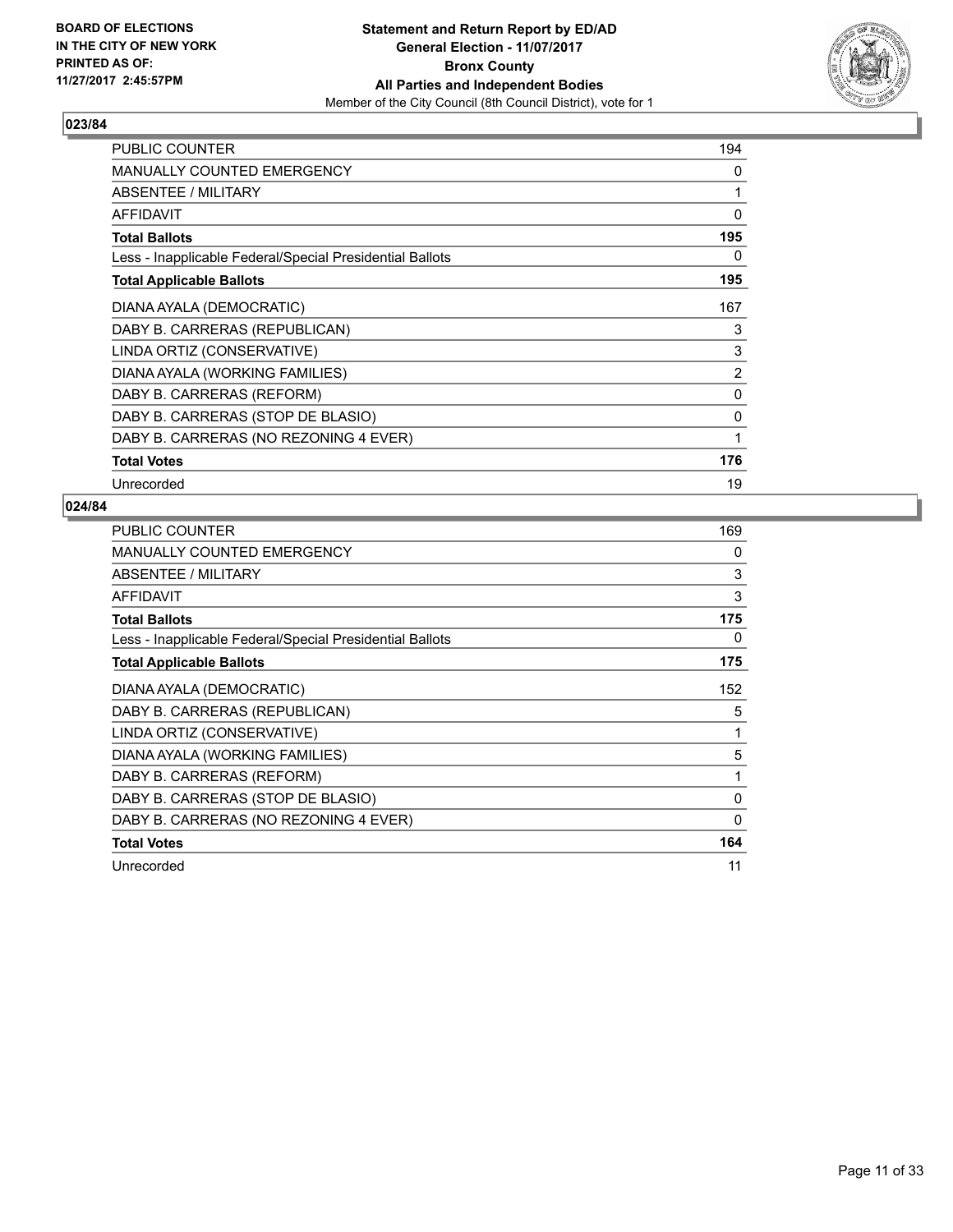**BOARD OF ELECTIONS IN THE CITY OF NEW YORK PRINTED AS OF: 11/27/2017 2:45:57PM**

**Statement and Return Report by ED/AD General Election - 11/07/2017 Bronx County All Parties and Independent Bodies**

Member of the City Council (8th Council District), vote for 1

## 023/84

| | |
|---|---|
| PUBLIC COUNTER | 194 |
| MANUALLY COUNTED EMERGENCY | 0 |
| ABSENTEE / MILITARY | 1 |
| AFFIDAVIT | 0 |
| **Total Ballots** | **195** |
| Less - Inapplicable Federal/Special Presidential Ballots | 0 |
| **Total Applicable Ballots** | **195** |
| DIANA AYALA (DEMOCRATIC) | 167 |
| DABY B. CARRERAS (REPUBLICAN) | 3 |
| LINDA ORTIZ (CONSERVATIVE) | 3 |
| DIANA AYALA (WORKING FAMILIES) | 2 |
| DABY B. CARRERAS (REFORM) | 0 |
| DABY B. CARRERAS (STOP DE BLASIO) | 0 |
| DABY B. CARRERAS (NO REZONING 4 EVER) | 1 |
| **Total Votes** | **176** |
| Unrecorded | 19 |

## 024/84

| | |
|---|---|
| PUBLIC COUNTER | 169 |
| MANUALLY COUNTED EMERGENCY | 0 |
| ABSENTEE / MILITARY | 3 |
| AFFIDAVIT | 3 |
| **Total Ballots** | **175** |
| Less - Inapplicable Federal/Special Presidential Ballots | 0 |
| **Total Applicable Ballots** | **175** |
| DIANA AYALA (DEMOCRATIC) | 152 |
| DABY B. CARRERAS (REPUBLICAN) | 5 |
| LINDA ORTIZ (CONSERVATIVE) | 1 |
| DIANA AYALA (WORKING FAMILIES) | 5 |
| DABY B. CARRERAS (REFORM) | 1 |
| DABY B. CARRERAS (STOP DE BLASIO) | 0 |
| DABY B. CARRERAS (NO REZONING 4 EVER) | 0 |
| **Total Votes** | **164** |
| Unrecorded | 11 |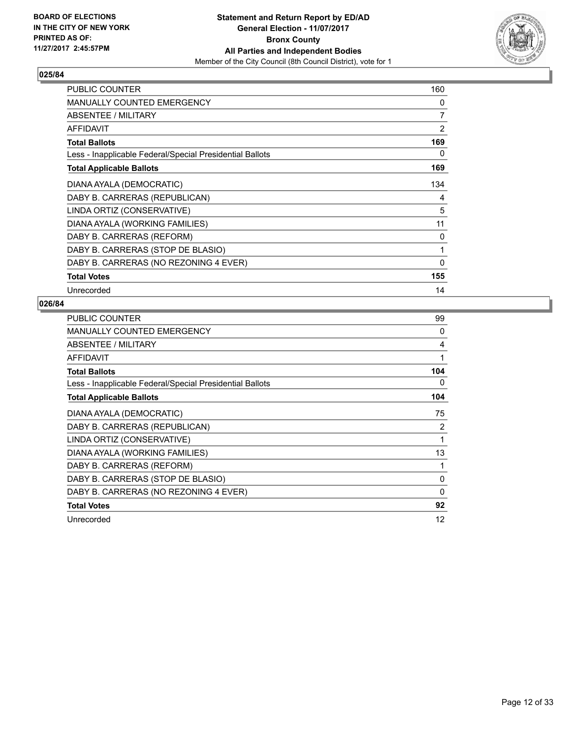**BOARD OF ELECTIONS IN THE CITY OF NEW YORK PRINTED AS OF: 11/27/2017 2:45:57PM**

**Statement and Return Report by ED/AD General Election - 11/07/2017 Bronx County All Parties and Independent Bodies**

Member of the City Council (8th Council District), vote for 1

### 025/84

| | |
|---|---|
| PUBLIC COUNTER | 160 |
| MANUALLY COUNTED EMERGENCY | 0 |
| ABSENTEE / MILITARY | 7 |
| AFFIDAVIT | 2 |
| **Total Ballots** | **169** |
| Less - Inapplicable Federal/Special Presidential Ballots | 0 |
| **Total Applicable Ballots** | **169** |
| DIANA AYALA (DEMOCRATIC) | 134 |
| DABY B. CARRERAS (REPUBLICAN) | 4 |
| LINDA ORTIZ (CONSERVATIVE) | 5 |
| DIANA AYALA (WORKING FAMILIES) | 11 |
| DABY B. CARRERAS (REFORM) | 0 |
| DABY B. CARRERAS (STOP DE BLASIO) | 1 |
| DABY B. CARRERAS (NO REZONING 4 EVER) | 0 |
| **Total Votes** | **155** |
| Unrecorded | 14 |

### 026/84

| | |
|---|---|
| PUBLIC COUNTER | 99 |
| MANUALLY COUNTED EMERGENCY | 0 |
| ABSENTEE / MILITARY | 4 |
| AFFIDAVIT | 1 |
| **Total Ballots** | **104** |
| Less - Inapplicable Federal/Special Presidential Ballots | 0 |
| **Total Applicable Ballots** | **104** |
| DIANA AYALA (DEMOCRATIC) | 75 |
| DABY B. CARRERAS (REPUBLICAN) | 2 |
| LINDA ORTIZ (CONSERVATIVE) | 1 |
| DIANA AYALA (WORKING FAMILIES) | 13 |
| DABY B. CARRERAS (REFORM) | 1 |
| DABY B. CARRERAS (STOP DE BLASIO) | 0 |
| DABY B. CARRERAS (NO REZONING 4 EVER) | 0 |
| **Total Votes** | **92** |
| Unrecorded | 12 |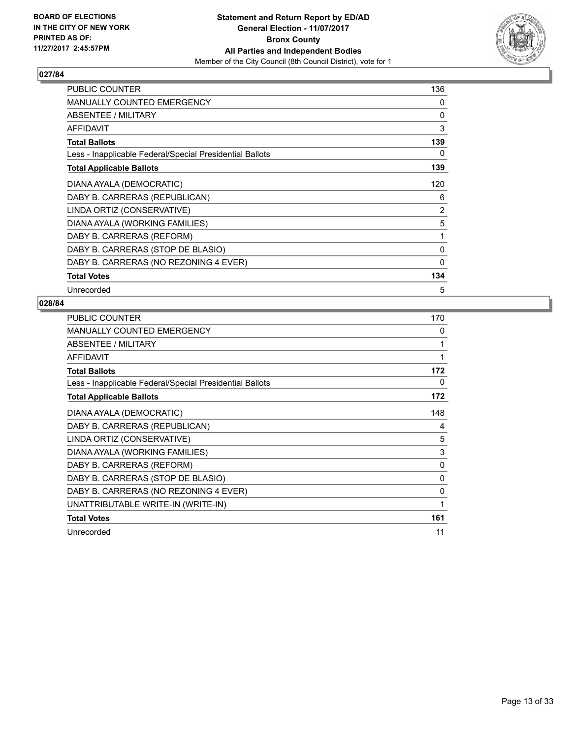BOARD OF ELECTIONS
IN THE CITY OF NEW YORK
PRINTED AS OF:
11/27/2017 2:45:57PM

**Statement and Return Report by ED/AD**
**General Election - 11/07/2017**
**Bronx County**
**All Parties and Independent Bodies**
Member of the City Council (8th Council District), vote for 1

## 027/84

| | |
|---|---|
| PUBLIC COUNTER | 136 |
| MANUALLY COUNTED EMERGENCY | 0 |
| ABSENTEE / MILITARY | 0 |
| AFFIDAVIT | 3 |
| **Total Ballots** | **139** |
| Less - Inapplicable Federal/Special Presidential Ballots | 0 |
| **Total Applicable Ballots** | **139** |
| DIANA AYALA (DEMOCRATIC) | 120 |
| DABY B. CARRERAS (REPUBLICAN) | 6 |
| LINDA ORTIZ (CONSERVATIVE) | 2 |
| DIANA AYALA (WORKING FAMILIES) | 5 |
| DABY B. CARRERAS (REFORM) | 1 |
| DABY B. CARRERAS (STOP DE BLASIO) | 0 |
| DABY B. CARRERAS (NO REZONING 4 EVER) | 0 |
| **Total Votes** | **134** |
| Unrecorded | 5 |

## 028/84

| | |
|---|---|
| PUBLIC COUNTER | 170 |
| MANUALLY COUNTED EMERGENCY | 0 |
| ABSENTEE / MILITARY | 1 |
| AFFIDAVIT | 1 |
| **Total Ballots** | **172** |
| Less - Inapplicable Federal/Special Presidential Ballots | 0 |
| **Total Applicable Ballots** | **172** |
| DIANA AYALA (DEMOCRATIC) | 148 |
| DABY B. CARRERAS (REPUBLICAN) | 4 |
| LINDA ORTIZ (CONSERVATIVE) | 5 |
| DIANA AYALA (WORKING FAMILIES) | 3 |
| DABY B. CARRERAS (REFORM) | 0 |
| DABY B. CARRERAS (STOP DE BLASIO) | 0 |
| DABY B. CARRERAS (NO REZONING 4 EVER) | 0 |
| UNATTRIBUTABLE WRITE-IN (WRITE-IN) | 1 |
| **Total Votes** | **161** |
| Unrecorded | 11 |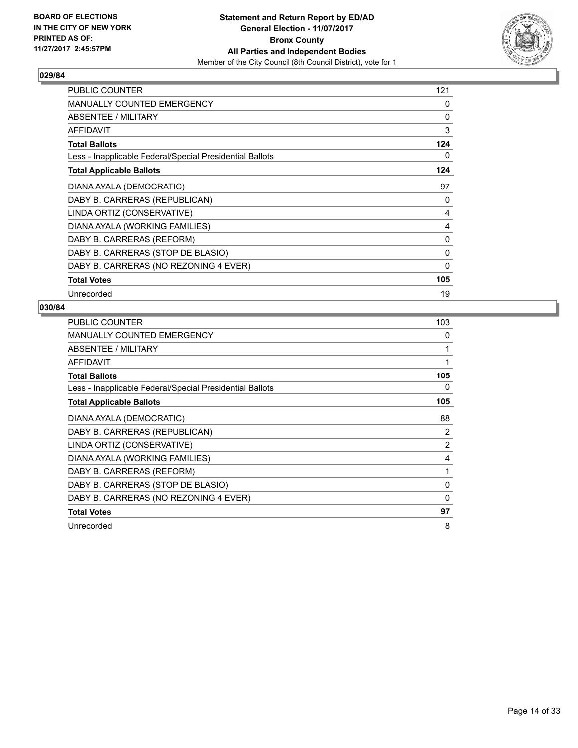BOARD OF ELECTIONS
IN THE CITY OF NEW YORK
PRINTED AS OF:
11/27/2017 2:45:57PM

**Statement and Return Report by ED/AD**
**General Election - 11/07/2017**
**Bronx County**
**All Parties and Independent Bodies**
Member of the City Council (8th Council District), vote for 1

### 029/84

| | |
|---|---|
| PUBLIC COUNTER | 121 |
| MANUALLY COUNTED EMERGENCY | 0 |
| ABSENTEE / MILITARY | 0 |
| AFFIDAVIT | 3 |
| **Total Ballots** | **124** |
| Less - Inapplicable Federal/Special Presidential Ballots | 0 |
| **Total Applicable Ballots** | **124** |
| DIANA AYALA (DEMOCRATIC) | 97 |
| DABY B. CARRERAS (REPUBLICAN) | 0 |
| LINDA ORTIZ (CONSERVATIVE) | 4 |
| DIANA AYALA (WORKING FAMILIES) | 4 |
| DABY B. CARRERAS (REFORM) | 0 |
| DABY B. CARRERAS (STOP DE BLASIO) | 0 |
| DABY B. CARRERAS (NO REZONING 4 EVER) | 0 |
| **Total Votes** | **105** |
| Unrecorded | 19 |

### 030/84

| | |
|---|---|
| PUBLIC COUNTER | 103 |
| MANUALLY COUNTED EMERGENCY | 0 |
| ABSENTEE / MILITARY | 1 |
| AFFIDAVIT | 1 |
| **Total Ballots** | **105** |
| Less - Inapplicable Federal/Special Presidential Ballots | 0 |
| **Total Applicable Ballots** | **105** |
| DIANA AYALA (DEMOCRATIC) | 88 |
| DABY B. CARRERAS (REPUBLICAN) | 2 |
| LINDA ORTIZ (CONSERVATIVE) | 2 |
| DIANA AYALA (WORKING FAMILIES) | 4 |
| DABY B. CARRERAS (REFORM) | 1 |
| DABY B. CARRERAS (STOP DE BLASIO) | 0 |
| DABY B. CARRERAS (NO REZONING 4 EVER) | 0 |
| **Total Votes** | **97** |
| Unrecorded | 8 |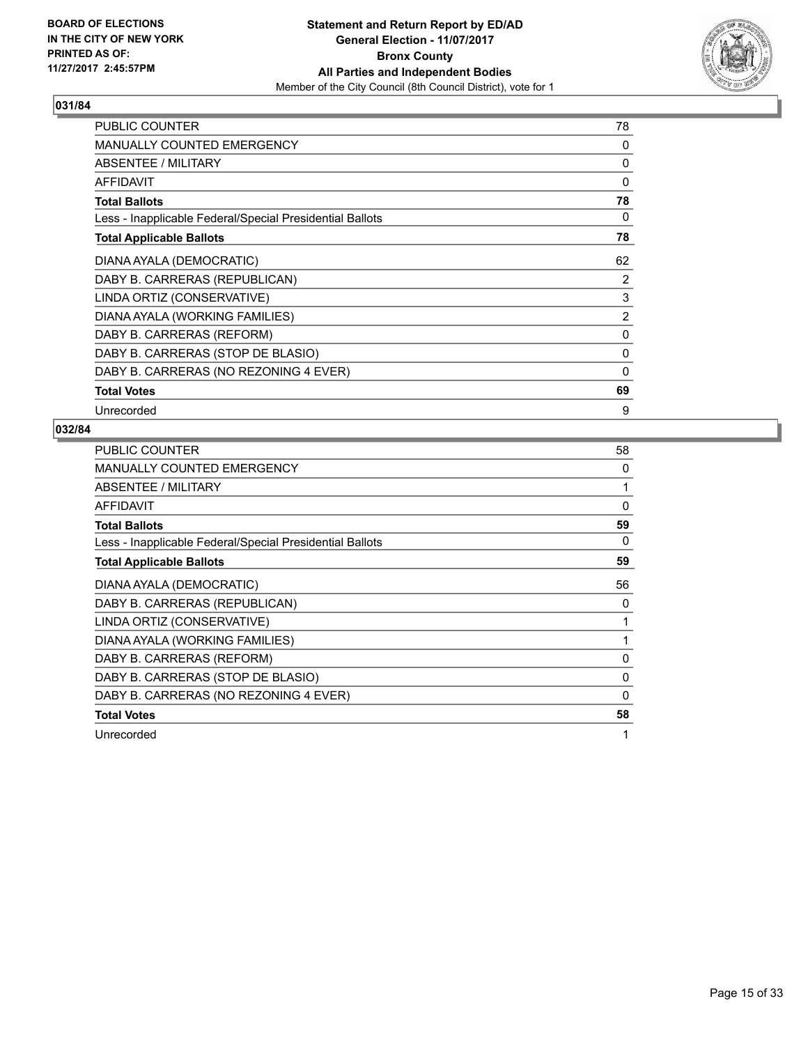**BOARD OF ELECTIONS IN THE CITY OF NEW YORK PRINTED AS OF: 11/27/2017 2:45:57PM**

**Statement and Return Report by ED/AD General Election - 11/07/2017 Bronx County All Parties and Independent Bodies**

Member of the City Council (8th Council District), vote for 1

## 031/84

| | |
|---|---|
| PUBLIC COUNTER | 78 |
| MANUALLY COUNTED EMERGENCY | 0 |
| ABSENTEE / MILITARY | 0 |
| AFFIDAVIT | 0 |
| **Total Ballots** | **78** |
| Less - Inapplicable Federal/Special Presidential Ballots | 0 |
| **Total Applicable Ballots** | **78** |
| DIANA AYALA (DEMOCRATIC) | 62 |
| DABY B. CARRERAS (REPUBLICAN) | 2 |
| LINDA ORTIZ (CONSERVATIVE) | 3 |
| DIANA AYALA (WORKING FAMILIES) | 2 |
| DABY B. CARRERAS (REFORM) | 0 |
| DABY B. CARRERAS (STOP DE BLASIO) | 0 |
| DABY B. CARRERAS (NO REZONING 4 EVER) | 0 |
| **Total Votes** | **69** |
| Unrecorded | 9 |

## 032/84

| | |
|---|---|
| PUBLIC COUNTER | 58 |
| MANUALLY COUNTED EMERGENCY | 0 |
| ABSENTEE / MILITARY | 1 |
| AFFIDAVIT | 0 |
| **Total Ballots** | **59** |
| Less - Inapplicable Federal/Special Presidential Ballots | 0 |
| **Total Applicable Ballots** | **59** |
| DIANA AYALA (DEMOCRATIC) | 56 |
| DABY B. CARRERAS (REPUBLICAN) | 0 |
| LINDA ORTIZ (CONSERVATIVE) | 1 |
| DIANA AYALA (WORKING FAMILIES) | 1 |
| DABY B. CARRERAS (REFORM) | 0 |
| DABY B. CARRERAS (STOP DE BLASIO) | 0 |
| DABY B. CARRERAS (NO REZONING 4 EVER) | 0 |
| **Total Votes** | **58** |
| Unrecorded | 1 |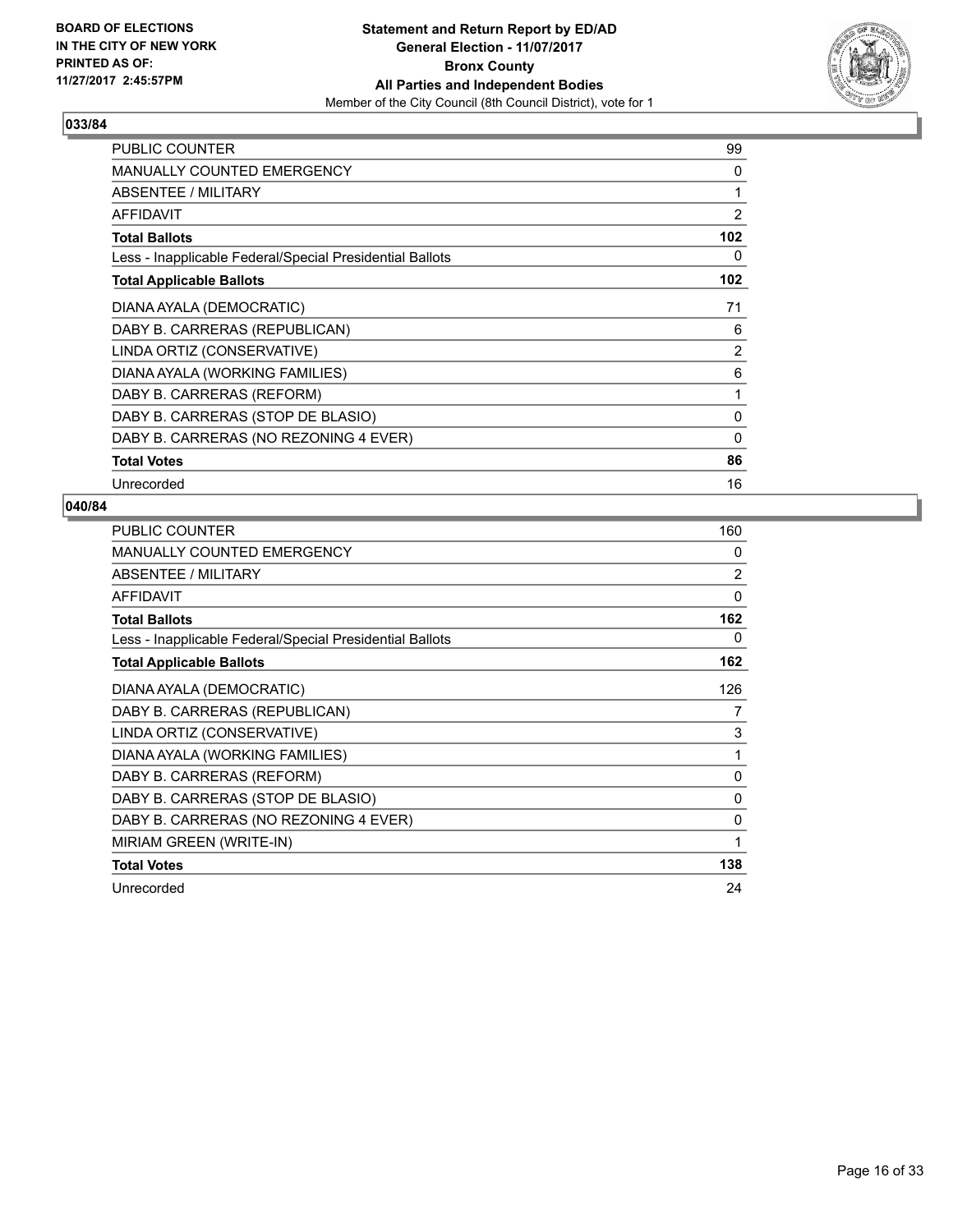**BOARD OF ELECTIONS**
**IN THE CITY OF NEW YORK**
**PRINTED AS OF:**
**11/27/2017 2:45:57PM**

**Statement and Return Report by ED/AD**
**General Election - 11/07/2017**
**Bronx County**
**All Parties and Independent Bodies**
Member of the City Council (8th Council District), vote for 1

### 033/84

| | |
|---|---|
| PUBLIC COUNTER | 99 |
| MANUALLY COUNTED EMERGENCY | 0 |
| ABSENTEE / MILITARY | 1 |
| AFFIDAVIT | 2 |
| **Total Ballots** | **102** |
| Less - Inapplicable Federal/Special Presidential Ballots | 0 |
| **Total Applicable Ballots** | **102** |
| DIANA AYALA (DEMOCRATIC) | 71 |
| DABY B. CARRERAS (REPUBLICAN) | 6 |
| LINDA ORTIZ (CONSERVATIVE) | 2 |
| DIANA AYALA (WORKING FAMILIES) | 6 |
| DABY B. CARRERAS (REFORM) | 1 |
| DABY B. CARRERAS (STOP DE BLASIO) | 0 |
| DABY B. CARRERAS (NO REZONING 4 EVER) | 0 |
| **Total Votes** | **86** |
| Unrecorded | 16 |

### 040/84

| | |
|---|---|
| PUBLIC COUNTER | 160 |
| MANUALLY COUNTED EMERGENCY | 0 |
| ABSENTEE / MILITARY | 2 |
| AFFIDAVIT | 0 |
| **Total Ballots** | **162** |
| Less - Inapplicable Federal/Special Presidential Ballots | 0 |
| **Total Applicable Ballots** | **162** |
| DIANA AYALA (DEMOCRATIC) | 126 |
| DABY B. CARRERAS (REPUBLICAN) | 7 |
| LINDA ORTIZ (CONSERVATIVE) | 3 |
| DIANA AYALA (WORKING FAMILIES) | 1 |
| DABY B. CARRERAS (REFORM) | 0 |
| DABY B. CARRERAS (STOP DE BLASIO) | 0 |
| DABY B. CARRERAS (NO REZONING 4 EVER) | 0 |
| MIRIAM GREEN (WRITE-IN) | 1 |
| **Total Votes** | **138** |
| Unrecorded | 24 |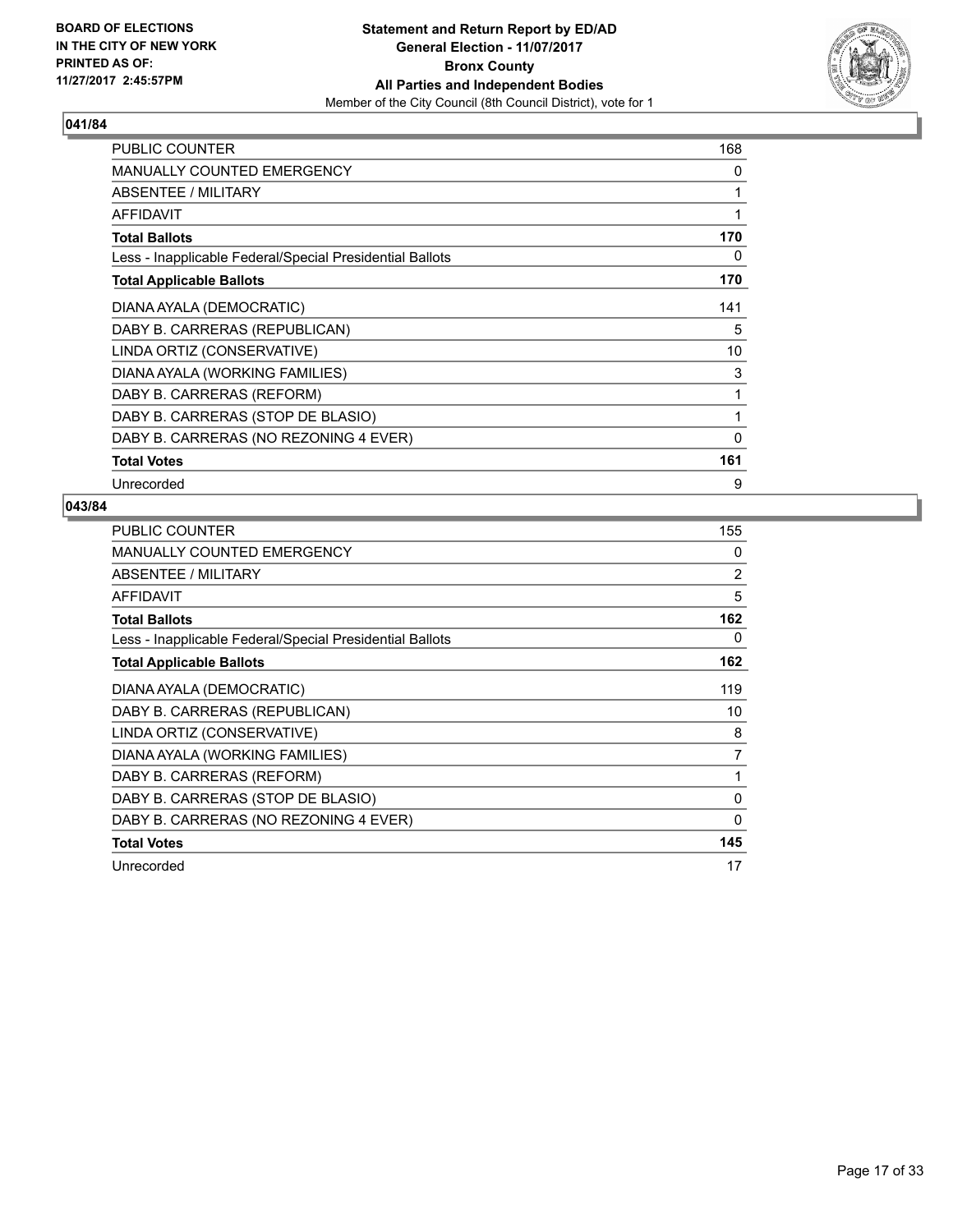**BOARD OF ELECTIONS IN THE CITY OF NEW YORK PRINTED AS OF: 11/27/2017 2:45:57PM**

**Statement and Return Report by ED/AD General Election - 11/07/2017 Bronx County All Parties and Independent Bodies**
Member of the City Council (8th Council District), vote for 1

### 041/84

| | |
|---|---|
| PUBLIC COUNTER | 168 |
| MANUALLY COUNTED EMERGENCY | 0 |
| ABSENTEE / MILITARY | 1 |
| AFFIDAVIT | 1 |
| **Total Ballots** | **170** |
| Less - Inapplicable Federal/Special Presidential Ballots | 0 |
| **Total Applicable Ballots** | **170** |
| DIANA AYALA (DEMOCRATIC) | 141 |
| DABY B. CARRERAS (REPUBLICAN) | 5 |
| LINDA ORTIZ (CONSERVATIVE) | 10 |
| DIANA AYALA (WORKING FAMILIES) | 3 |
| DABY B. CARRERAS (REFORM) | 1 |
| DABY B. CARRERAS (STOP DE BLASIO) | 1 |
| DABY B. CARRERAS (NO REZONING 4 EVER) | 0 |
| **Total Votes** | **161** |
| Unrecorded | 9 |

### 043/84

| | |
|---|---|
| PUBLIC COUNTER | 155 |
| MANUALLY COUNTED EMERGENCY | 0 |
| ABSENTEE / MILITARY | 2 |
| AFFIDAVIT | 5 |
| **Total Ballots** | **162** |
| Less - Inapplicable Federal/Special Presidential Ballots | 0 |
| **Total Applicable Ballots** | **162** |
| DIANA AYALA (DEMOCRATIC) | 119 |
| DABY B. CARRERAS (REPUBLICAN) | 10 |
| LINDA ORTIZ (CONSERVATIVE) | 8 |
| DIANA AYALA (WORKING FAMILIES) | 7 |
| DABY B. CARRERAS (REFORM) | 1 |
| DABY B. CARRERAS (STOP DE BLASIO) | 0 |
| DABY B. CARRERAS (NO REZONING 4 EVER) | 0 |
| **Total Votes** | **145** |
| Unrecorded | 17 |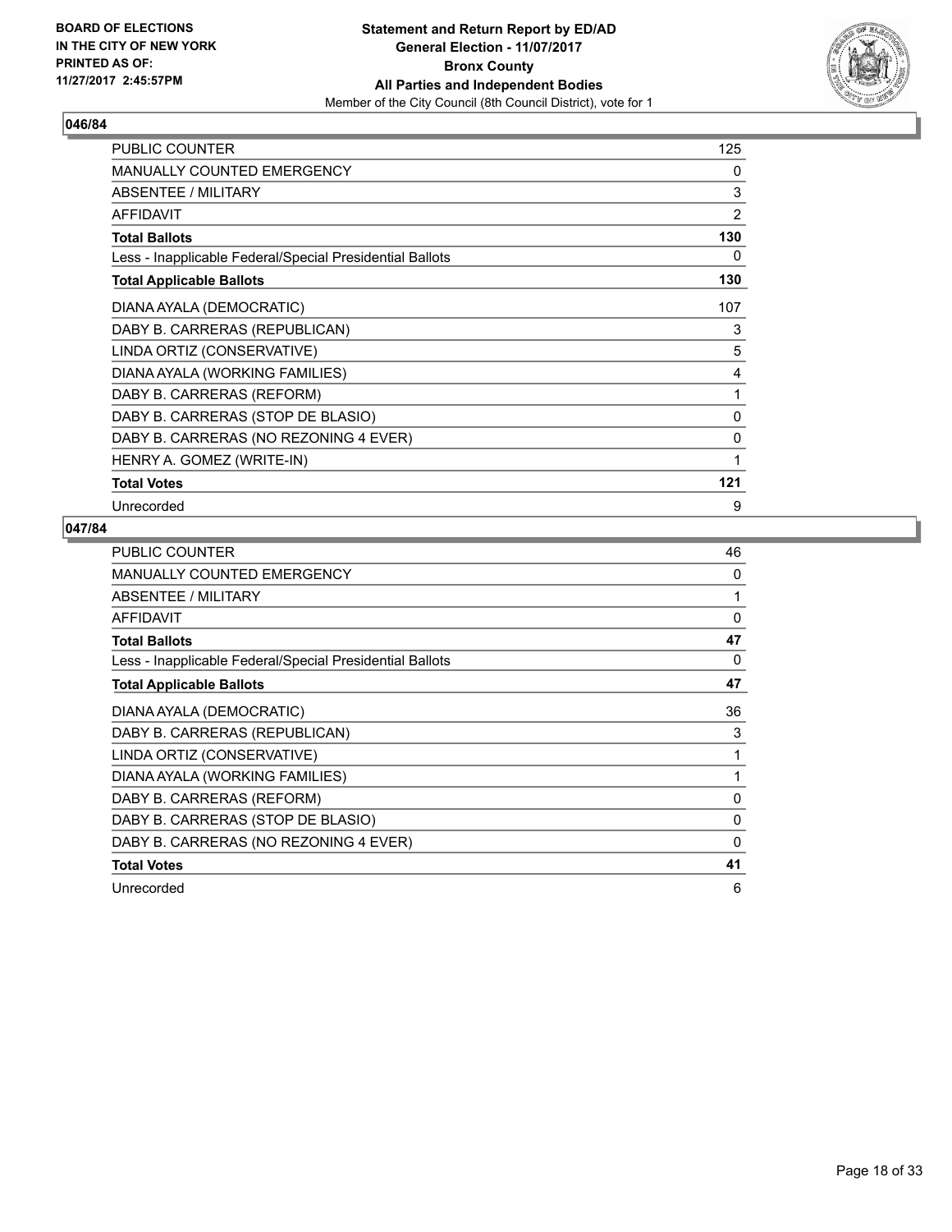**BOARD OF ELECTIONS IN THE CITY OF NEW YORK PRINTED AS OF: 11/27/2017 2:45:57PM**

**Statement and Return Report by ED/AD**
**General Election - 11/07/2017**
**Bronx County**
**All Parties and Independent Bodies**
Member of the City Council (8th Council District), vote for 1

### 046/84

| | |
|---|---|
| PUBLIC COUNTER | 125 |
| MANUALLY COUNTED EMERGENCY | 0 |
| ABSENTEE / MILITARY | 3 |
| AFFIDAVIT | 2 |
| **Total Ballots** | **130** |
| Less - Inapplicable Federal/Special Presidential Ballots | 0 |
| **Total Applicable Ballots** | **130** |
| DIANA AYALA (DEMOCRATIC) | 107 |
| DABY B. CARRERAS (REPUBLICAN) | 3 |
| LINDA ORTIZ (CONSERVATIVE) | 5 |
| DIANA AYALA (WORKING FAMILIES) | 4 |
| DABY B. CARRERAS (REFORM) | 1 |
| DABY B. CARRERAS (STOP DE BLASIO) | 0 |
| DABY B. CARRERAS (NO REZONING 4 EVER) | 0 |
| HENRY A. GOMEZ (WRITE-IN) | 1 |
| **Total Votes** | **121** |
| Unrecorded | 9 |

### 047/84

| | |
|---|---|
| PUBLIC COUNTER | 46 |
| MANUALLY COUNTED EMERGENCY | 0 |
| ABSENTEE / MILITARY | 1 |
| AFFIDAVIT | 0 |
| **Total Ballots** | **47** |
| Less - Inapplicable Federal/Special Presidential Ballots | 0 |
| **Total Applicable Ballots** | **47** |
| DIANA AYALA (DEMOCRATIC) | 36 |
| DABY B. CARRERAS (REPUBLICAN) | 3 |
| LINDA ORTIZ (CONSERVATIVE) | 1 |
| DIANA AYALA (WORKING FAMILIES) | 1 |
| DABY B. CARRERAS (REFORM) | 0 |
| DABY B. CARRERAS (STOP DE BLASIO) | 0 |
| DABY B. CARRERAS (NO REZONING 4 EVER) | 0 |
| **Total Votes** | **41** |
| Unrecorded | 6 |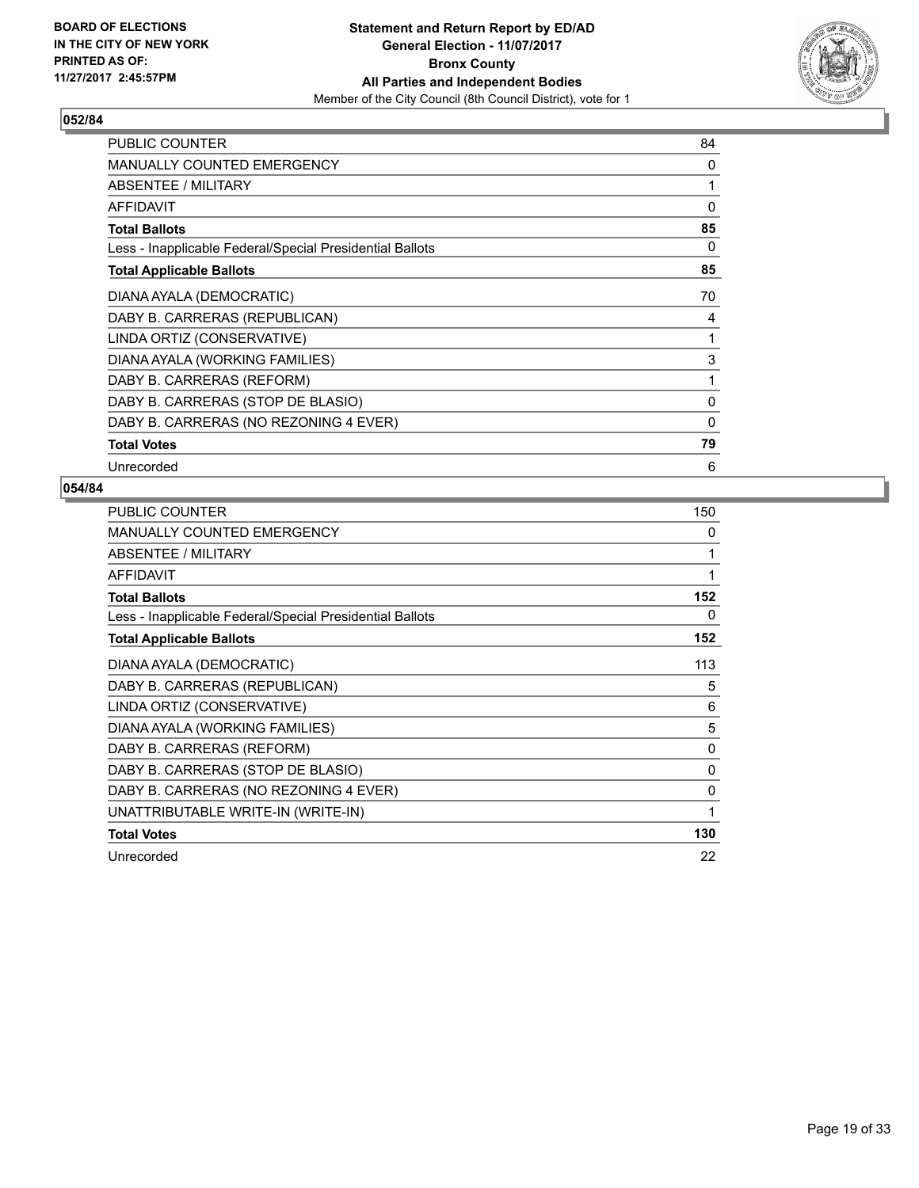**BOARD OF ELECTIONS IN THE CITY OF NEW YORK PRINTED AS OF: 11/27/2017 2:45:57PM**

**Statement and Return Report by ED/AD**
**General Election - 11/07/2017**
**Bronx County**
**All Parties and Independent Bodies**
Member of the City Council (8th Council District), vote for 1

### 052/84

| | |
|---|---|
| PUBLIC COUNTER | 84 |
| MANUALLY COUNTED EMERGENCY | 0 |
| ABSENTEE / MILITARY | 1 |
| AFFIDAVIT | 0 |
| **Total Ballots** | **85** |
| Less - Inapplicable Federal/Special Presidential Ballots | 0 |
| **Total Applicable Ballots** | **85** |
| DIANA AYALA (DEMOCRATIC) | 70 |
| DABY B. CARRERAS (REPUBLICAN) | 4 |
| LINDA ORTIZ (CONSERVATIVE) | 1 |
| DIANA AYALA (WORKING FAMILIES) | 3 |
| DABY B. CARRERAS (REFORM) | 1 |
| DABY B. CARRERAS (STOP DE BLASIO) | 0 |
| DABY B. CARRERAS (NO REZONING 4 EVER) | 0 |
| **Total Votes** | **79** |
| Unrecorded | 6 |

### 054/84

| | |
|---|---|
| PUBLIC COUNTER | 150 |
| MANUALLY COUNTED EMERGENCY | 0 |
| ABSENTEE / MILITARY | 1 |
| AFFIDAVIT | 1 |
| **Total Ballots** | **152** |
| Less - Inapplicable Federal/Special Presidential Ballots | 0 |
| **Total Applicable Ballots** | **152** |
| DIANA AYALA (DEMOCRATIC) | 113 |
| DABY B. CARRERAS (REPUBLICAN) | 5 |
| LINDA ORTIZ (CONSERVATIVE) | 6 |
| DIANA AYALA (WORKING FAMILIES) | 5 |
| DABY B. CARRERAS (REFORM) | 0 |
| DABY B. CARRERAS (STOP DE BLASIO) | 0 |
| DABY B. CARRERAS (NO REZONING 4 EVER) | 0 |
| UNATTRIBUTABLE WRITE-IN (WRITE-IN) | 1 |
| **Total Votes** | **130** |
| Unrecorded | 22 |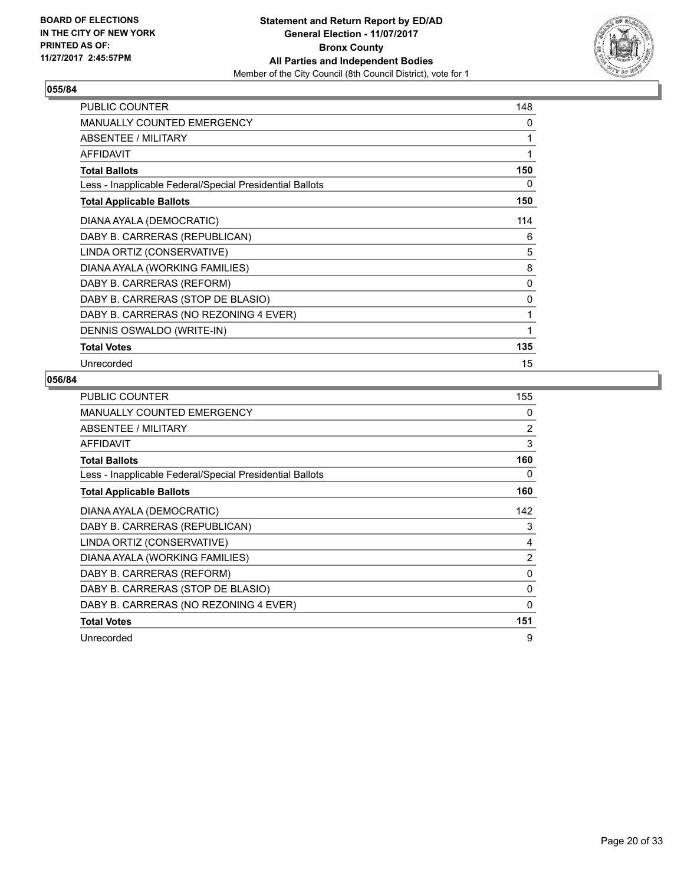BOARD OF ELECTIONS
IN THE CITY OF NEW YORK
PRINTED AS OF:
11/27/2017 2:45:57PM

**Statement and Return Report by ED/AD**
**General Election - 11/07/2017**
**Bronx County**
**All Parties and Independent Bodies**
Member of the City Council (8th Council District), vote for 1

### 055/84

| | |
|---|---|
| PUBLIC COUNTER | 148 |
| MANUALLY COUNTED EMERGENCY | 0 |
| ABSENTEE / MILITARY | 1 |
| AFFIDAVIT | 1 |
| **Total Ballots** | **150** |
| Less - Inapplicable Federal/Special Presidential Ballots | 0 |
| **Total Applicable Ballots** | **150** |
| DIANA AYALA (DEMOCRATIC) | 114 |
| DABY B. CARRERAS (REPUBLICAN) | 6 |
| LINDA ORTIZ (CONSERVATIVE) | 5 |
| DIANA AYALA (WORKING FAMILIES) | 8 |
| DABY B. CARRERAS (REFORM) | 0 |
| DABY B. CARRERAS (STOP DE BLASIO) | 0 |
| DABY B. CARRERAS (NO REZONING 4 EVER) | 1 |
| DENNIS OSWALDO (WRITE-IN) | 1 |
| **Total Votes** | **135** |
| Unrecorded | 15 |

### 056/84

| | |
|---|---|
| PUBLIC COUNTER | 155 |
| MANUALLY COUNTED EMERGENCY | 0 |
| ABSENTEE / MILITARY | 2 |
| AFFIDAVIT | 3 |
| **Total Ballots** | **160** |
| Less - Inapplicable Federal/Special Presidential Ballots | 0 |
| **Total Applicable Ballots** | **160** |
| DIANA AYALA (DEMOCRATIC) | 142 |
| DABY B. CARRERAS (REPUBLICAN) | 3 |
| LINDA ORTIZ (CONSERVATIVE) | 4 |
| DIANA AYALA (WORKING FAMILIES) | 2 |
| DABY B. CARRERAS (REFORM) | 0 |
| DABY B. CARRERAS (STOP DE BLASIO) | 0 |
| DABY B. CARRERAS (NO REZONING 4 EVER) | 0 |
| **Total Votes** | **151** |
| Unrecorded | 9 |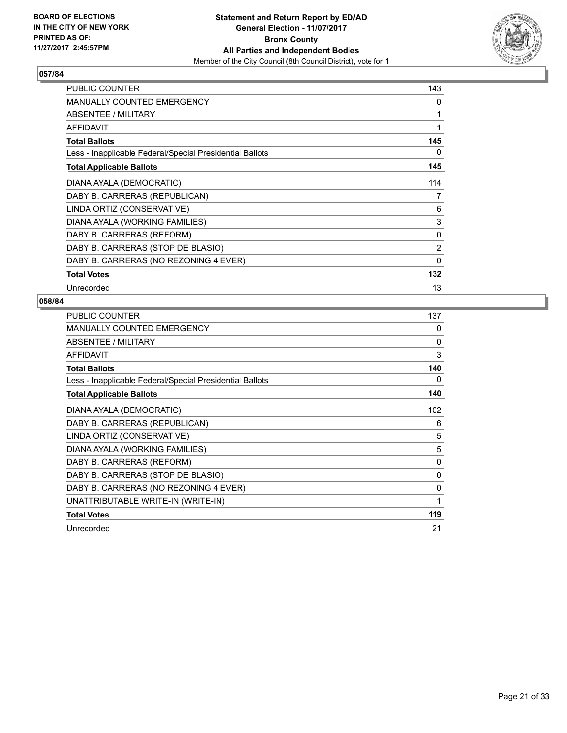**BOARD OF ELECTIONS IN THE CITY OF NEW YORK PRINTED AS OF: 11/27/2017 2:45:57PM**

**Statement and Return Report by ED/AD**
**General Election - 11/07/2017**
**Bronx County**
**All Parties and Independent Bodies**
Member of the City Council (8th Council District), vote for 1

## 057/84

| | |
|---|---|
| PUBLIC COUNTER | 143 |
| MANUALLY COUNTED EMERGENCY | 0 |
| ABSENTEE / MILITARY | 1 |
| AFFIDAVIT | 1 |
| **Total Ballots** | **145** |
| Less - Inapplicable Federal/Special Presidential Ballots | 0 |
| **Total Applicable Ballots** | **145** |
| DIANA AYALA (DEMOCRATIC) | 114 |
| DABY B. CARRERAS (REPUBLICAN) | 7 |
| LINDA ORTIZ (CONSERVATIVE) | 6 |
| DIANA AYALA (WORKING FAMILIES) | 3 |
| DABY B. CARRERAS (REFORM) | 0 |
| DABY B. CARRERAS (STOP DE BLASIO) | 2 |
| DABY B. CARRERAS (NO REZONING 4 EVER) | 0 |
| **Total Votes** | **132** |
| Unrecorded | 13 |

## 058/84

| | |
|---|---|
| PUBLIC COUNTER | 137 |
| MANUALLY COUNTED EMERGENCY | 0 |
| ABSENTEE / MILITARY | 0 |
| AFFIDAVIT | 3 |
| **Total Ballots** | **140** |
| Less - Inapplicable Federal/Special Presidential Ballots | 0 |
| **Total Applicable Ballots** | **140** |
| DIANA AYALA (DEMOCRATIC) | 102 |
| DABY B. CARRERAS (REPUBLICAN) | 6 |
| LINDA ORTIZ (CONSERVATIVE) | 5 |
| DIANA AYALA (WORKING FAMILIES) | 5 |
| DABY B. CARRERAS (REFORM) | 0 |
| DABY B. CARRERAS (STOP DE BLASIO) | 0 |
| DABY B. CARRERAS (NO REZONING 4 EVER) | 0 |
| UNATTRIBUTABLE WRITE-IN (WRITE-IN) | 1 |
| **Total Votes** | **119** |
| Unrecorded | 21 |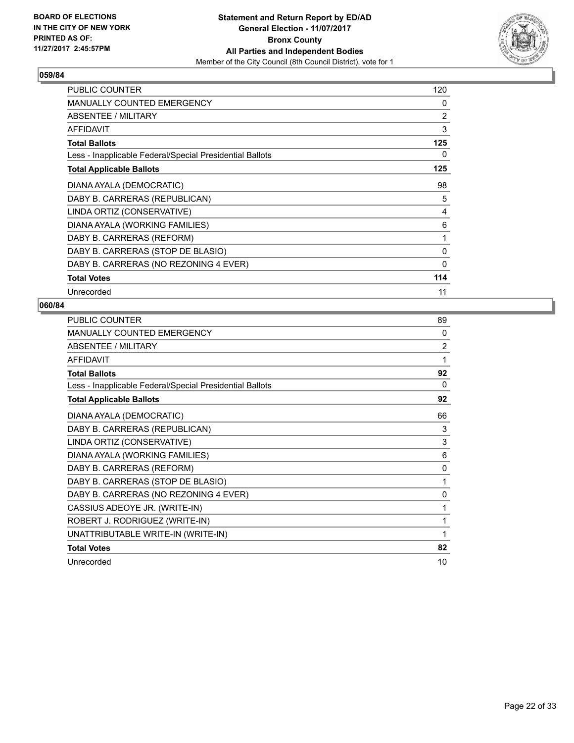**BOARD OF ELECTIONS IN THE CITY OF NEW YORK PRINTED AS OF: 11/27/2017 2:45:57PM**

**Statement and Return Report by ED/AD**
**General Election - 11/07/2017**
**Bronx County**
**All Parties and Independent Bodies**
Member of the City Council (8th Council District), vote for 1

### 059/84

| | |
|---|---|
| PUBLIC COUNTER | 120 |
| MANUALLY COUNTED EMERGENCY | 0 |
| ABSENTEE / MILITARY | 2 |
| AFFIDAVIT | 3 |
| **Total Ballots** | **125** |
| Less - Inapplicable Federal/Special Presidential Ballots | 0 |
| **Total Applicable Ballots** | **125** |
| DIANA AYALA (DEMOCRATIC) | 98 |
| DABY B. CARRERAS (REPUBLICAN) | 5 |
| LINDA ORTIZ (CONSERVATIVE) | 4 |
| DIANA AYALA (WORKING FAMILIES) | 6 |
| DABY B. CARRERAS (REFORM) | 1 |
| DABY B. CARRERAS (STOP DE BLASIO) | 0 |
| DABY B. CARRERAS (NO REZONING 4 EVER) | 0 |
| **Total Votes** | **114** |
| Unrecorded | 11 |

### 060/84

| | |
|---|---|
| PUBLIC COUNTER | 89 |
| MANUALLY COUNTED EMERGENCY | 0 |
| ABSENTEE / MILITARY | 2 |
| AFFIDAVIT | 1 |
| **Total Ballots** | **92** |
| Less - Inapplicable Federal/Special Presidential Ballots | 0 |
| **Total Applicable Ballots** | **92** |
| DIANA AYALA (DEMOCRATIC) | 66 |
| DABY B. CARRERAS (REPUBLICAN) | 3 |
| LINDA ORTIZ (CONSERVATIVE) | 3 |
| DIANA AYALA (WORKING FAMILIES) | 6 |
| DABY B. CARRERAS (REFORM) | 0 |
| DABY B. CARRERAS (STOP DE BLASIO) | 1 |
| DABY B. CARRERAS (NO REZONING 4 EVER) | 0 |
| CASSIUS ADEOYE JR. (WRITE-IN) | 1 |
| ROBERT J. RODRIGUEZ (WRITE-IN) | 1 |
| UNATTRIBUTABLE WRITE-IN (WRITE-IN) | 1 |
| **Total Votes** | **82** |
| Unrecorded | 10 |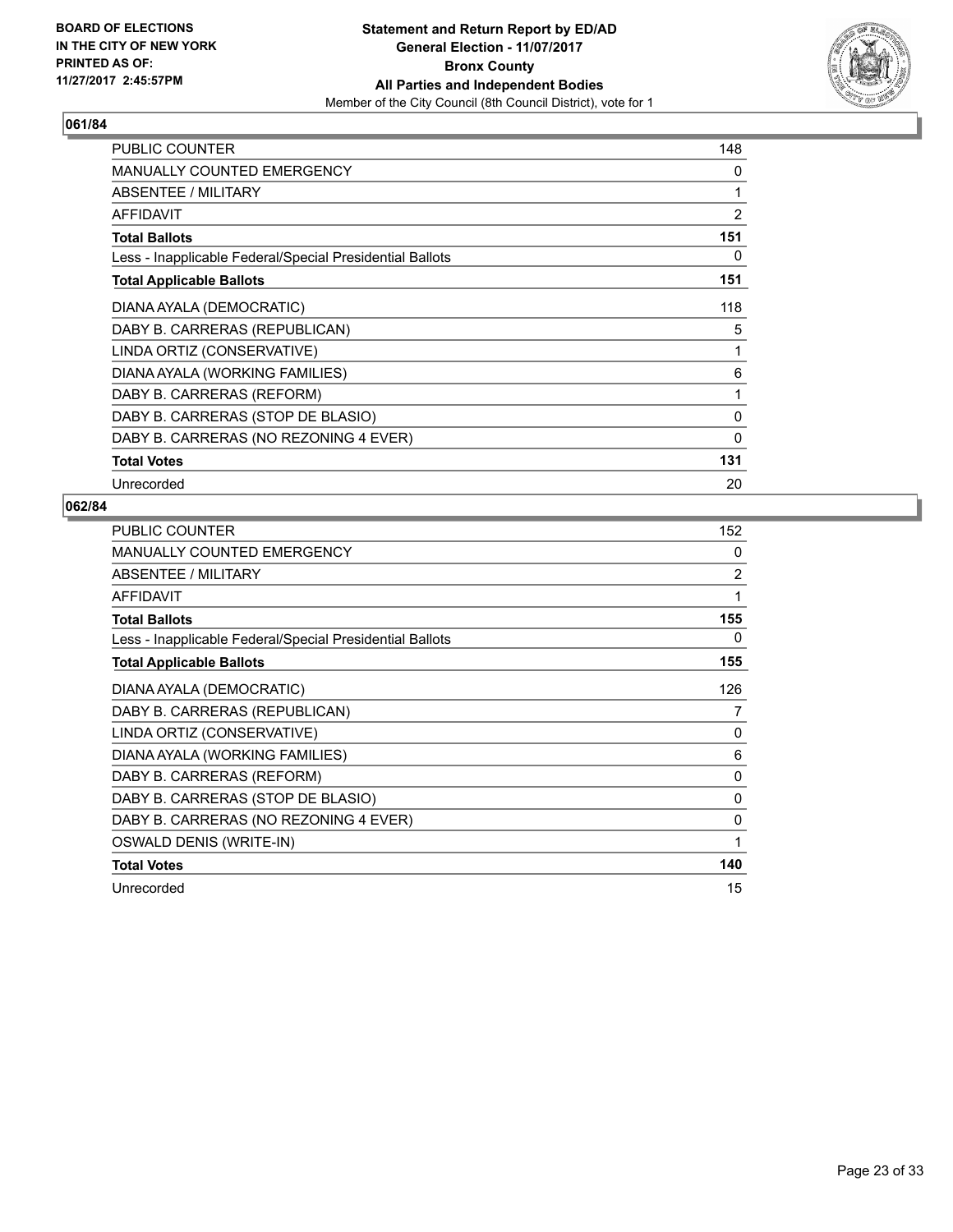BOARD OF ELECTIONS
IN THE CITY OF NEW YORK
PRINTED AS OF:
11/27/2017 2:45:57PM

**Statement and Return Report by ED/AD**
**General Election - 11/07/2017**
**Bronx County**
**All Parties and Independent Bodies**
Member of the City Council (8th Council District), vote for 1

## 061/84

| | |
|---|---|
| PUBLIC COUNTER | 148 |
| MANUALLY COUNTED EMERGENCY | 0 |
| ABSENTEE / MILITARY | 1 |
| AFFIDAVIT | 2 |
| **Total Ballots** | **151** |
| Less - Inapplicable Federal/Special Presidential Ballots | 0 |
| **Total Applicable Ballots** | **151** |
| DIANA AYALA (DEMOCRATIC) | 118 |
| DABY B. CARRERAS (REPUBLICAN) | 5 |
| LINDA ORTIZ (CONSERVATIVE) | 1 |
| DIANA AYALA (WORKING FAMILIES) | 6 |
| DABY B. CARRERAS (REFORM) | 1 |
| DABY B. CARRERAS (STOP DE BLASIO) | 0 |
| DABY B. CARRERAS (NO REZONING 4 EVER) | 0 |
| **Total Votes** | **131** |
| Unrecorded | 20 |

## 062/84

| | |
|---|---|
| PUBLIC COUNTER | 152 |
| MANUALLY COUNTED EMERGENCY | 0 |
| ABSENTEE / MILITARY | 2 |
| AFFIDAVIT | 1 |
| **Total Ballots** | **155** |
| Less - Inapplicable Federal/Special Presidential Ballots | 0 |
| **Total Applicable Ballots** | **155** |
| DIANA AYALA (DEMOCRATIC) | 126 |
| DABY B. CARRERAS (REPUBLICAN) | 7 |
| LINDA ORTIZ (CONSERVATIVE) | 0 |
| DIANA AYALA (WORKING FAMILIES) | 6 |
| DABY B. CARRERAS (REFORM) | 0 |
| DABY B. CARRERAS (STOP DE BLASIO) | 0 |
| DABY B. CARRERAS (NO REZONING 4 EVER) | 0 |
| OSWALD DENIS (WRITE-IN) | 1 |
| **Total Votes** | **140** |
| Unrecorded | 15 |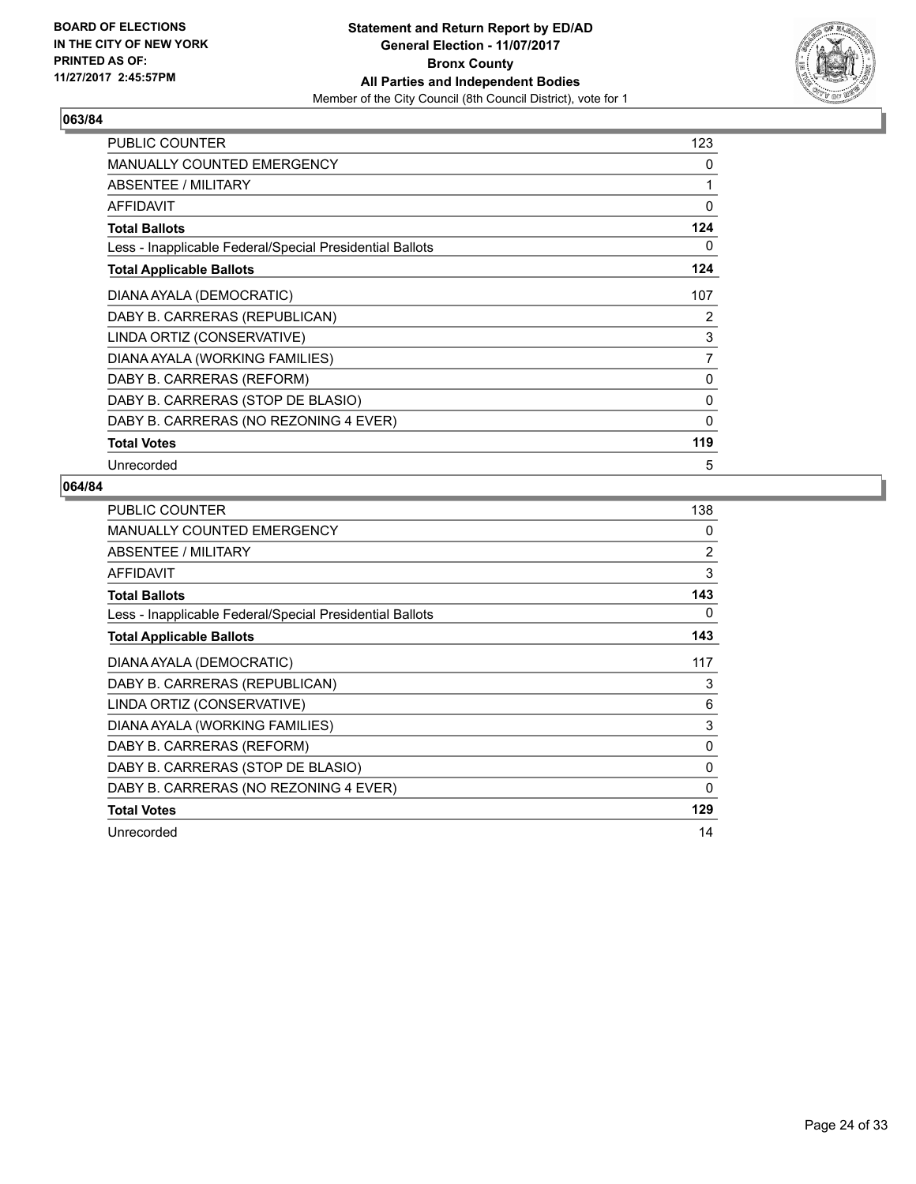**BOARD OF ELECTIONS IN THE CITY OF NEW YORK PRINTED AS OF: 11/27/2017 2:45:57PM**

**Statement and Return Report by ED/AD General Election - 11/07/2017 Bronx County All Parties and Independent Bodies**

Member of the City Council (8th Council District), vote for 1

### 063/84

| | |
|---|---|
| PUBLIC COUNTER | 123 |
| MANUALLY COUNTED EMERGENCY | 0 |
| ABSENTEE / MILITARY | 1 |
| AFFIDAVIT | 0 |
| **Total Ballots** | **124** |
| Less - Inapplicable Federal/Special Presidential Ballots | 0 |
| **Total Applicable Ballots** | **124** |
| DIANA AYALA (DEMOCRATIC) | 107 |
| DABY B. CARRERAS (REPUBLICAN) | 2 |
| LINDA ORTIZ (CONSERVATIVE) | 3 |
| DIANA AYALA (WORKING FAMILIES) | 7 |
| DABY B. CARRERAS (REFORM) | 0 |
| DABY B. CARRERAS (STOP DE BLASIO) | 0 |
| DABY B. CARRERAS (NO REZONING 4 EVER) | 0 |
| **Total Votes** | **119** |
| Unrecorded | 5 |

### 064/84

| | |
|---|---|
| PUBLIC COUNTER | 138 |
| MANUALLY COUNTED EMERGENCY | 0 |
| ABSENTEE / MILITARY | 2 |
| AFFIDAVIT | 3 |
| **Total Ballots** | **143** |
| Less - Inapplicable Federal/Special Presidential Ballots | 0 |
| **Total Applicable Ballots** | **143** |
| DIANA AYALA (DEMOCRATIC) | 117 |
| DABY B. CARRERAS (REPUBLICAN) | 3 |
| LINDA ORTIZ (CONSERVATIVE) | 6 |
| DIANA AYALA (WORKING FAMILIES) | 3 |
| DABY B. CARRERAS (REFORM) | 0 |
| DABY B. CARRERAS (STOP DE BLASIO) | 0 |
| DABY B. CARRERAS (NO REZONING 4 EVER) | 0 |
| **Total Votes** | **129** |
| Unrecorded | 14 |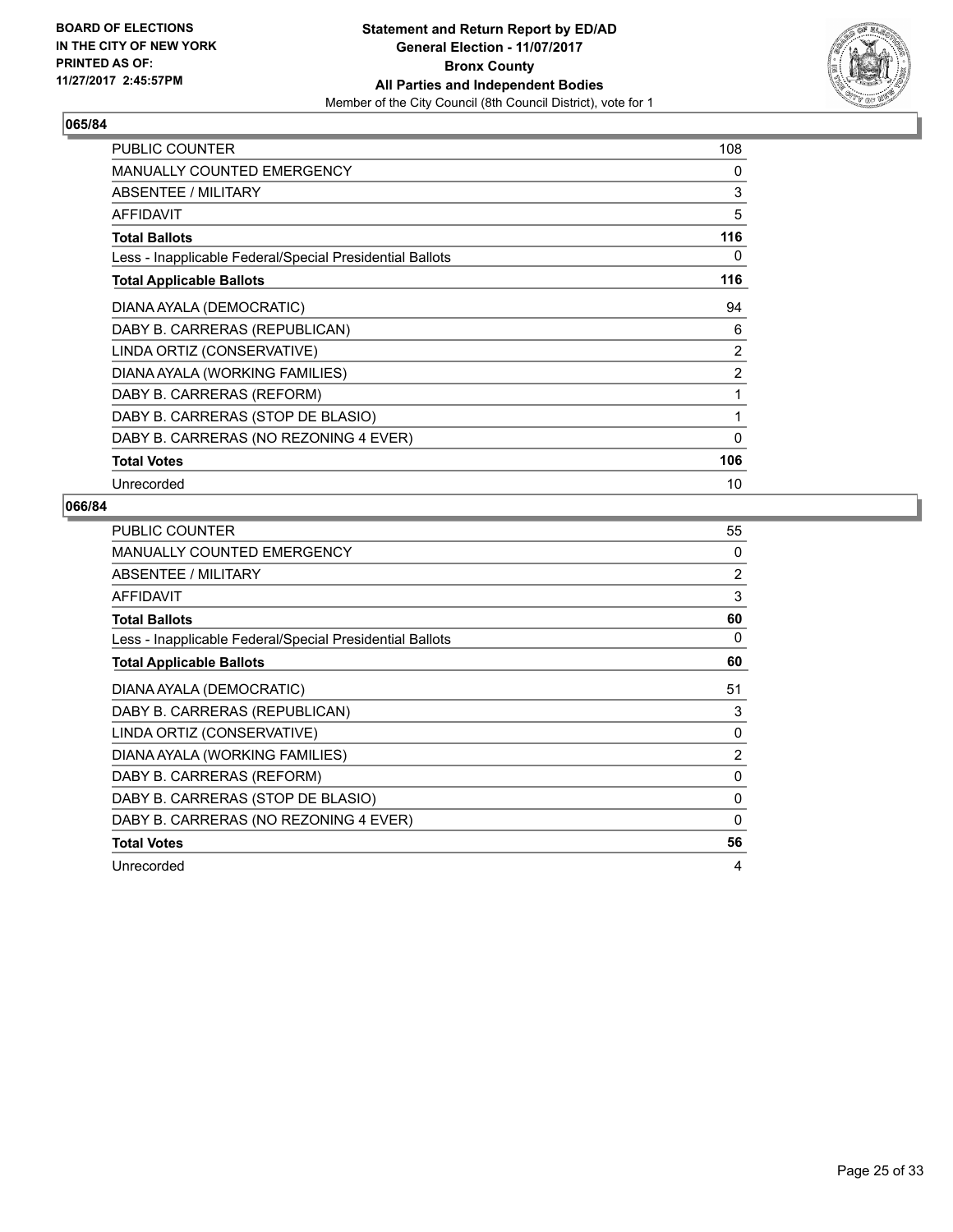BOARD OF ELECTIONS
IN THE CITY OF NEW YORK
PRINTED AS OF:
11/27/2017 2:45:57PM

**Statement and Return Report by ED/AD**
**General Election - 11/07/2017**
**Bronx County**
**All Parties and Independent Bodies**
Member of the City Council (8th Council District), vote for 1

## 065/84

| | |
|---|---|
| PUBLIC COUNTER | 108 |
| MANUALLY COUNTED EMERGENCY | 0 |
| ABSENTEE / MILITARY | 3 |
| AFFIDAVIT | 5 |
| **Total Ballots** | **116** |
| Less - Inapplicable Federal/Special Presidential Ballots | 0 |
| **Total Applicable Ballots** | **116** |
| DIANA AYALA (DEMOCRATIC) | 94 |
| DABY B. CARRERAS (REPUBLICAN) | 6 |
| LINDA ORTIZ (CONSERVATIVE) | 2 |
| DIANA AYALA (WORKING FAMILIES) | 2 |
| DABY B. CARRERAS (REFORM) | 1 |
| DABY B. CARRERAS (STOP DE BLASIO) | 1 |
| DABY B. CARRERAS (NO REZONING 4 EVER) | 0 |
| **Total Votes** | **106** |
| Unrecorded | 10 |

## 066/84

| | |
|---|---|
| PUBLIC COUNTER | 55 |
| MANUALLY COUNTED EMERGENCY | 0 |
| ABSENTEE / MILITARY | 2 |
| AFFIDAVIT | 3 |
| **Total Ballots** | **60** |
| Less - Inapplicable Federal/Special Presidential Ballots | 0 |
| **Total Applicable Ballots** | **60** |
| DIANA AYALA (DEMOCRATIC) | 51 |
| DABY B. CARRERAS (REPUBLICAN) | 3 |
| LINDA ORTIZ (CONSERVATIVE) | 0 |
| DIANA AYALA (WORKING FAMILIES) | 2 |
| DABY B. CARRERAS (REFORM) | 0 |
| DABY B. CARRERAS (STOP DE BLASIO) | 0 |
| DABY B. CARRERAS (NO REZONING 4 EVER) | 0 |
| **Total Votes** | **56** |
| Unrecorded | 4 |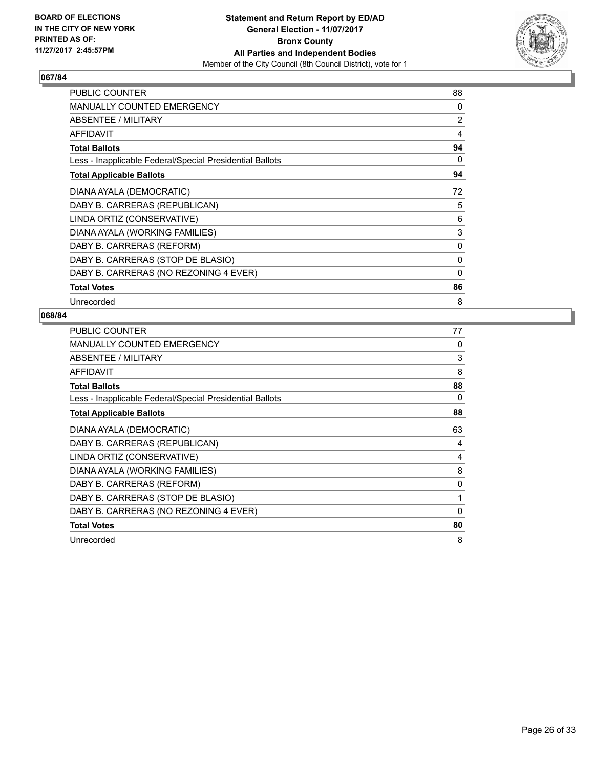**BOARD OF ELECTIONS IN THE CITY OF NEW YORK PRINTED AS OF: 11/27/2017 2:45:57PM**

**Statement and Return Report by ED/AD General Election - 11/07/2017 Bronx County All Parties and Independent Bodies**

Member of the City Council (8th Council District), vote for 1

## 067/84

| | |
|---|---|
| PUBLIC COUNTER | 88 |
| MANUALLY COUNTED EMERGENCY | 0 |
| ABSENTEE / MILITARY | 2 |
| AFFIDAVIT | 4 |
| **Total Ballots** | **94** |
| Less - Inapplicable Federal/Special Presidential Ballots | 0 |
| **Total Applicable Ballots** | **94** |
| DIANA AYALA (DEMOCRATIC) | 72 |
| DABY B. CARRERAS (REPUBLICAN) | 5 |
| LINDA ORTIZ (CONSERVATIVE) | 6 |
| DIANA AYALA (WORKING FAMILIES) | 3 |
| DABY B. CARRERAS (REFORM) | 0 |
| DABY B. CARRERAS (STOP DE BLASIO) | 0 |
| DABY B. CARRERAS (NO REZONING 4 EVER) | 0 |
| **Total Votes** | **86** |
| Unrecorded | 8 |

## 068/84

| | |
|---|---|
| PUBLIC COUNTER | 77 |
| MANUALLY COUNTED EMERGENCY | 0 |
| ABSENTEE / MILITARY | 3 |
| AFFIDAVIT | 8 |
| **Total Ballots** | **88** |
| Less - Inapplicable Federal/Special Presidential Ballots | 0 |
| **Total Applicable Ballots** | **88** |
| DIANA AYALA (DEMOCRATIC) | 63 |
| DABY B. CARRERAS (REPUBLICAN) | 4 |
| LINDA ORTIZ (CONSERVATIVE) | 4 |
| DIANA AYALA (WORKING FAMILIES) | 8 |
| DABY B. CARRERAS (REFORM) | 0 |
| DABY B. CARRERAS (STOP DE BLASIO) | 1 |
| DABY B. CARRERAS (NO REZONING 4 EVER) | 0 |
| **Total Votes** | **80** |
| Unrecorded | 8 |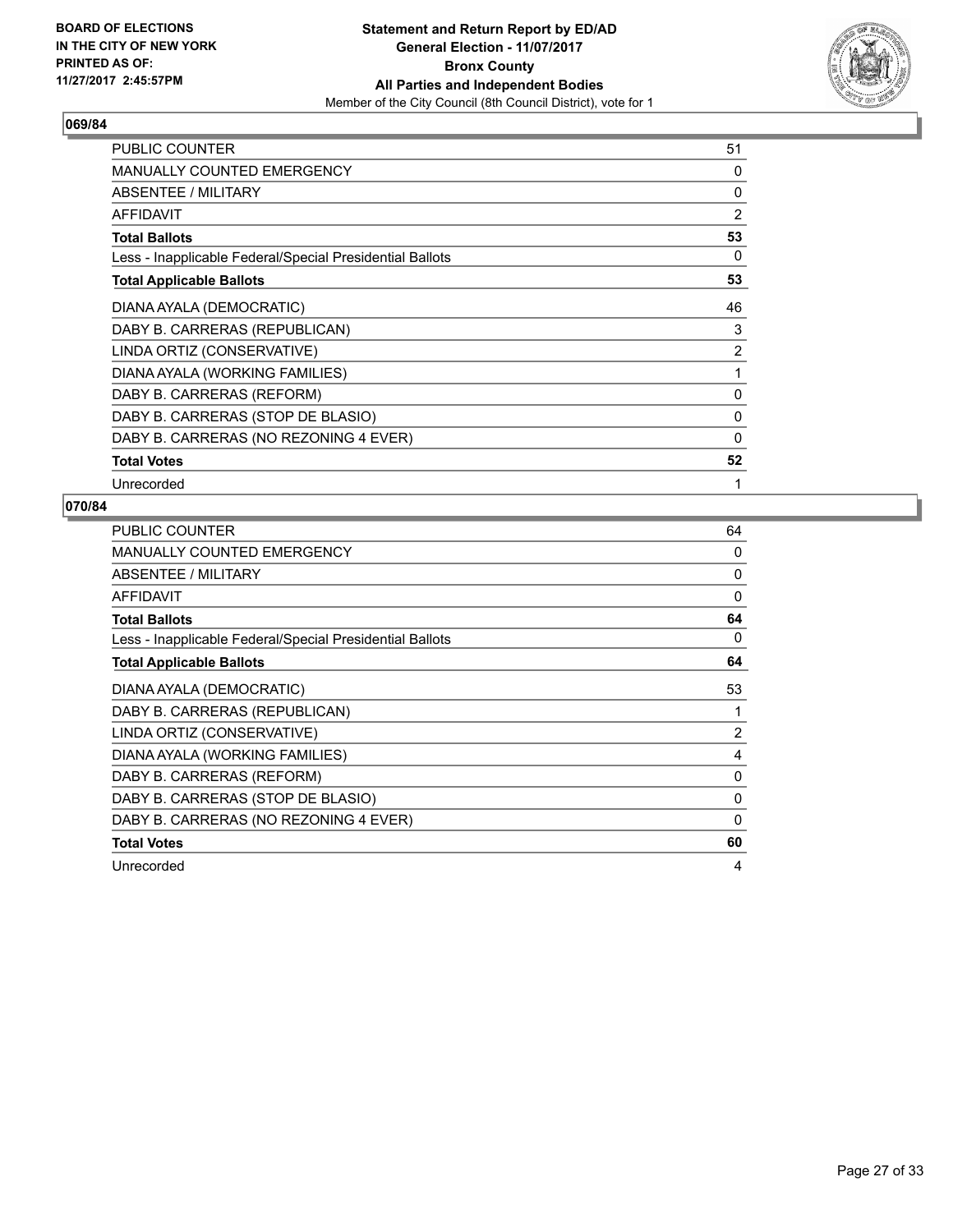## 069/84

| | |
|---|---|
| PUBLIC COUNTER | 51 |
| MANUALLY COUNTED EMERGENCY | 0 |
| ABSENTEE / MILITARY | 0 |
| AFFIDAVIT | 2 |
| **Total Ballots** | **53** |
| Less - Inapplicable Federal/Special Presidential Ballots | 0 |
| **Total Applicable Ballots** | **53** |
| DIANA AYALA (DEMOCRATIC) | 46 |
| DABY B. CARRERAS (REPUBLICAN) | 3 |
| LINDA ORTIZ (CONSERVATIVE) | 2 |
| DIANA AYALA (WORKING FAMILIES) | 1 |
| DABY B. CARRERAS (REFORM) | 0 |
| DABY B. CARRERAS (STOP DE BLASIO) | 0 |
| DABY B. CARRERAS (NO REZONING 4 EVER) | 0 |
| **Total Votes** | **52** |
| Unrecorded | 1 |

## 070/84

| | |
|---|---|
| PUBLIC COUNTER | 64 |
| MANUALLY COUNTED EMERGENCY | 0 |
| ABSENTEE / MILITARY | 0 |
| AFFIDAVIT | 0 |
| **Total Ballots** | **64** |
| Less - Inapplicable Federal/Special Presidential Ballots | 0 |
| **Total Applicable Ballots** | **64** |
| DIANA AYALA (DEMOCRATIC) | 53 |
| DABY B. CARRERAS (REPUBLICAN) | 1 |
| LINDA ORTIZ (CONSERVATIVE) | 2 |
| DIANA AYALA (WORKING FAMILIES) | 4 |
| DABY B. CARRERAS (REFORM) | 0 |
| DABY B. CARRERAS (STOP DE BLASIO) | 0 |
| DABY B. CARRERAS (NO REZONING 4 EVER) | 0 |
| **Total Votes** | **60** |
| Unrecorded | 4 |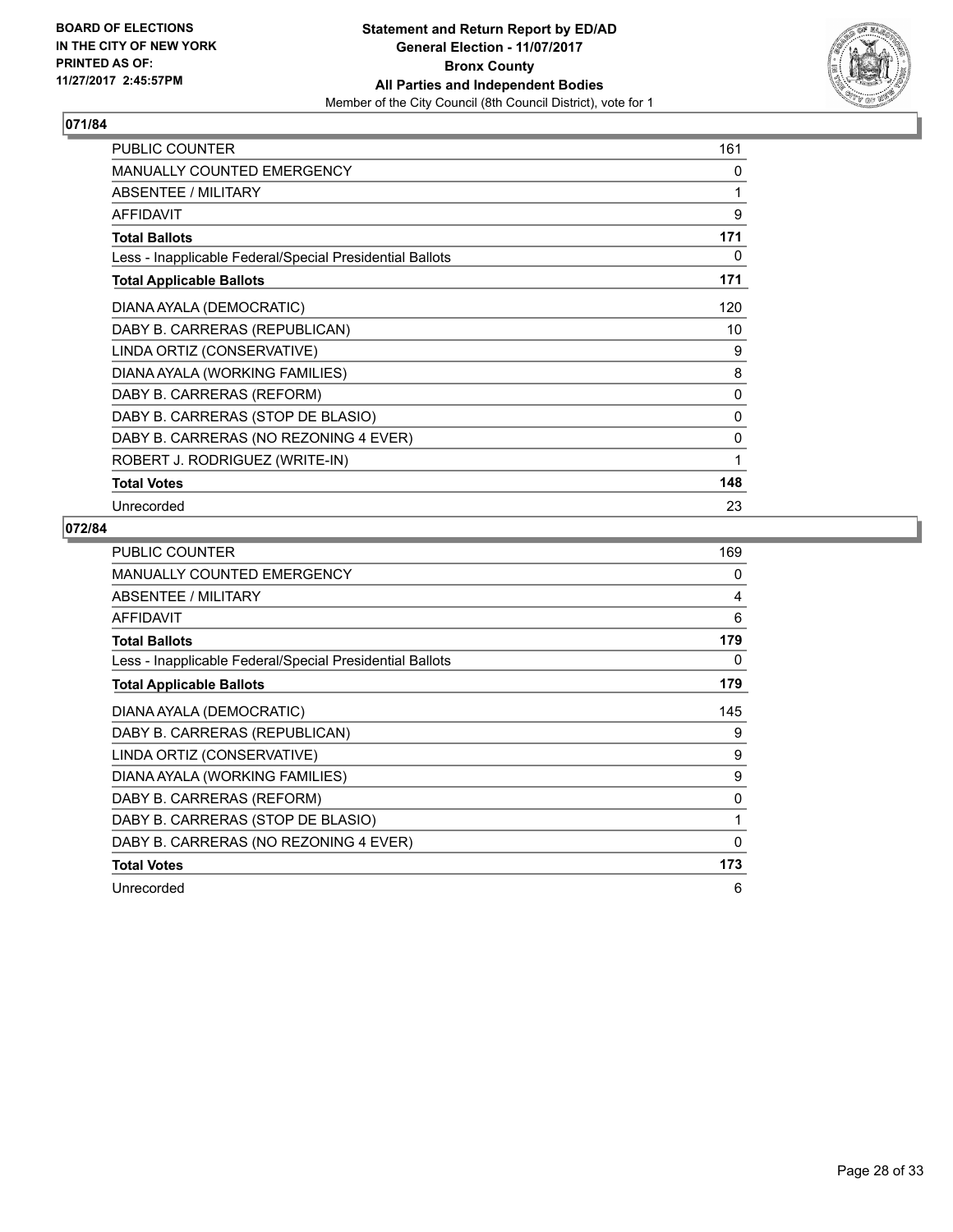BOARD OF ELECTIONS
IN THE CITY OF NEW YORK
PRINTED AS OF:
11/27/2017 2:45:57PM

**Statement and Return Report by ED/AD**
**General Election - 11/07/2017**
**Bronx County**
**All Parties and Independent Bodies**
Member of the City Council (8th Council District), vote for 1

## 071/84

| | |
|---|---|
| PUBLIC COUNTER | 161 |
| MANUALLY COUNTED EMERGENCY | 0 |
| ABSENTEE / MILITARY | 1 |
| AFFIDAVIT | 9 |
| **Total Ballots** | **171** |
| Less - Inapplicable Federal/Special Presidential Ballots | 0 |
| **Total Applicable Ballots** | **171** |
| DIANA AYALA (DEMOCRATIC) | 120 |
| DABY B. CARRERAS (REPUBLICAN) | 10 |
| LINDA ORTIZ (CONSERVATIVE) | 9 |
| DIANA AYALA (WORKING FAMILIES) | 8 |
| DABY B. CARRERAS (REFORM) | 0 |
| DABY B. CARRERAS (STOP DE BLASIO) | 0 |
| DABY B. CARRERAS (NO REZONING 4 EVER) | 0 |
| ROBERT J. RODRIGUEZ (WRITE-IN) | 1 |
| **Total Votes** | **148** |
| Unrecorded | 23 |

## 072/84

| | |
|---|---|
| PUBLIC COUNTER | 169 |
| MANUALLY COUNTED EMERGENCY | 0 |
| ABSENTEE / MILITARY | 4 |
| AFFIDAVIT | 6 |
| **Total Ballots** | **179** |
| Less - Inapplicable Federal/Special Presidential Ballots | 0 |
| **Total Applicable Ballots** | **179** |
| DIANA AYALA (DEMOCRATIC) | 145 |
| DABY B. CARRERAS (REPUBLICAN) | 9 |
| LINDA ORTIZ (CONSERVATIVE) | 9 |
| DIANA AYALA (WORKING FAMILIES) | 9 |
| DABY B. CARRERAS (REFORM) | 0 |
| DABY B. CARRERAS (STOP DE BLASIO) | 1 |
| DABY B. CARRERAS (NO REZONING 4 EVER) | 0 |
| **Total Votes** | **173** |
| Unrecorded | 6 |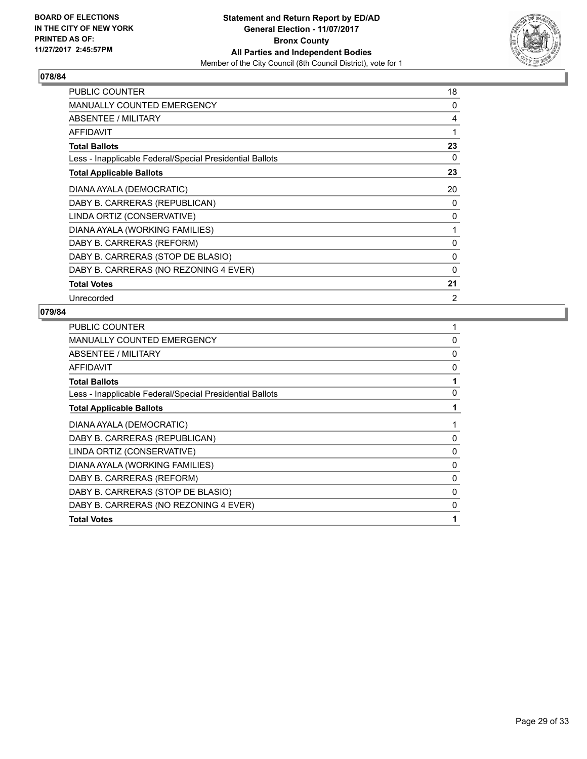**BOARD OF ELECTIONS IN THE CITY OF NEW YORK PRINTED AS OF: 11/27/2017 2:45:57PM**

**Statement and Return Report by ED/AD**
**General Election - 11/07/2017**
**Bronx County**
**All Parties and Independent Bodies**
Member of the City Council (8th Council District), vote for 1

### 078/84

| | |
|---|---|
| PUBLIC COUNTER | 18 |
| MANUALLY COUNTED EMERGENCY | 0 |
| ABSENTEE / MILITARY | 4 |
| AFFIDAVIT | 1 |
| **Total Ballots** | **23** |
| Less - Inapplicable Federal/Special Presidential Ballots | 0 |
| **Total Applicable Ballots** | **23** |
| DIANA AYALA (DEMOCRATIC) | 20 |
| DABY B. CARRERAS (REPUBLICAN) | 0 |
| LINDA ORTIZ (CONSERVATIVE) | 0 |
| DIANA AYALA (WORKING FAMILIES) | 1 |
| DABY B. CARRERAS (REFORM) | 0 |
| DABY B. CARRERAS (STOP DE BLASIO) | 0 |
| DABY B. CARRERAS (NO REZONING 4 EVER) | 0 |
| **Total Votes** | **21** |
| Unrecorded | 2 |

### 079/84

| | |
|---|---|
| PUBLIC COUNTER | 1 |
| MANUALLY COUNTED EMERGENCY | 0 |
| ABSENTEE / MILITARY | 0 |
| AFFIDAVIT | 0 |
| **Total Ballots** | **1** |
| Less - Inapplicable Federal/Special Presidential Ballots | 0 |
| **Total Applicable Ballots** | **1** |
| DIANA AYALA (DEMOCRATIC) | 1 |
| DABY B. CARRERAS (REPUBLICAN) | 0 |
| LINDA ORTIZ (CONSERVATIVE) | 0 |
| DIANA AYALA (WORKING FAMILIES) | 0 |
| DABY B. CARRERAS (REFORM) | 0 |
| DABY B. CARRERAS (STOP DE BLASIO) | 0 |
| DABY B. CARRERAS (NO REZONING 4 EVER) | 0 |
| **Total Votes** | **1** |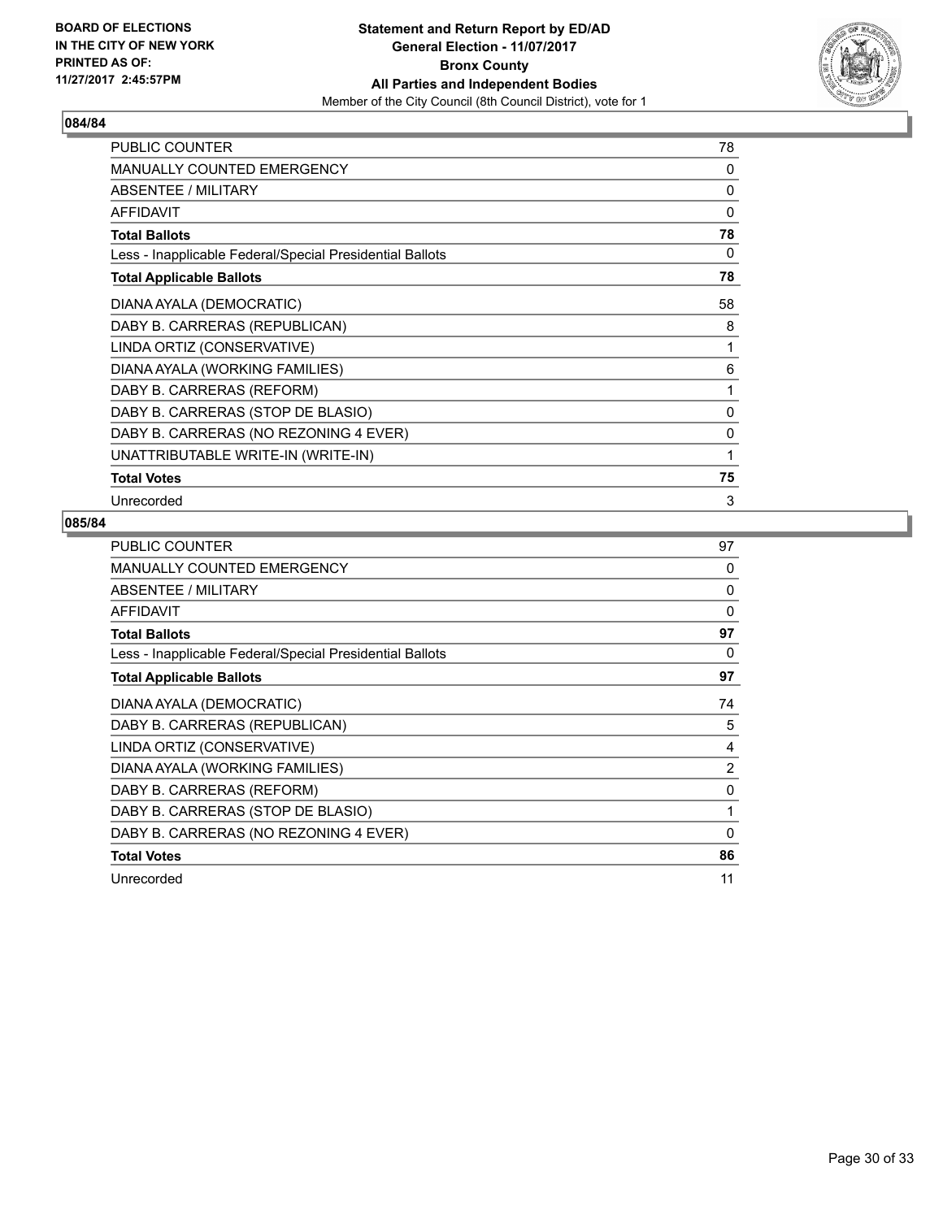**BOARD OF ELECTIONS IN THE CITY OF NEW YORK PRINTED AS OF: 11/27/2017 2:45:57PM**

**Statement and Return Report by ED/AD General Election - 11/07/2017 Bronx County All Parties and Independent Bodies**
Member of the City Council (8th Council District), vote for 1

## 084/84

| | |
|---|---|
| PUBLIC COUNTER | 78 |
| MANUALLY COUNTED EMERGENCY | 0 |
| ABSENTEE / MILITARY | 0 |
| AFFIDAVIT | 0 |
| **Total Ballots** | **78** |
| Less - Inapplicable Federal/Special Presidential Ballots | 0 |
| **Total Applicable Ballots** | **78** |
| DIANA AYALA (DEMOCRATIC) | 58 |
| DABY B. CARRERAS (REPUBLICAN) | 8 |
| LINDA ORTIZ (CONSERVATIVE) | 1 |
| DIANA AYALA (WORKING FAMILIES) | 6 |
| DABY B. CARRERAS (REFORM) | 1 |
| DABY B. CARRERAS (STOP DE BLASIO) | 0 |
| DABY B. CARRERAS (NO REZONING 4 EVER) | 0 |
| UNATTRIBUTABLE WRITE-IN (WRITE-IN) | 1 |
| **Total Votes** | **75** |
| Unrecorded | 3 |

## 085/84

| | |
|---|---|
| PUBLIC COUNTER | 97 |
| MANUALLY COUNTED EMERGENCY | 0 |
| ABSENTEE / MILITARY | 0 |
| AFFIDAVIT | 0 |
| **Total Ballots** | **97** |
| Less - Inapplicable Federal/Special Presidential Ballots | 0 |
| **Total Applicable Ballots** | **97** |
| DIANA AYALA (DEMOCRATIC) | 74 |
| DABY B. CARRERAS (REPUBLICAN) | 5 |
| LINDA ORTIZ (CONSERVATIVE) | 4 |
| DIANA AYALA (WORKING FAMILIES) | 2 |
| DABY B. CARRERAS (REFORM) | 0 |
| DABY B. CARRERAS (STOP DE BLASIO) | 1 |
| DABY B. CARRERAS (NO REZONING 4 EVER) | 0 |
| **Total Votes** | **86** |
| Unrecorded | 11 |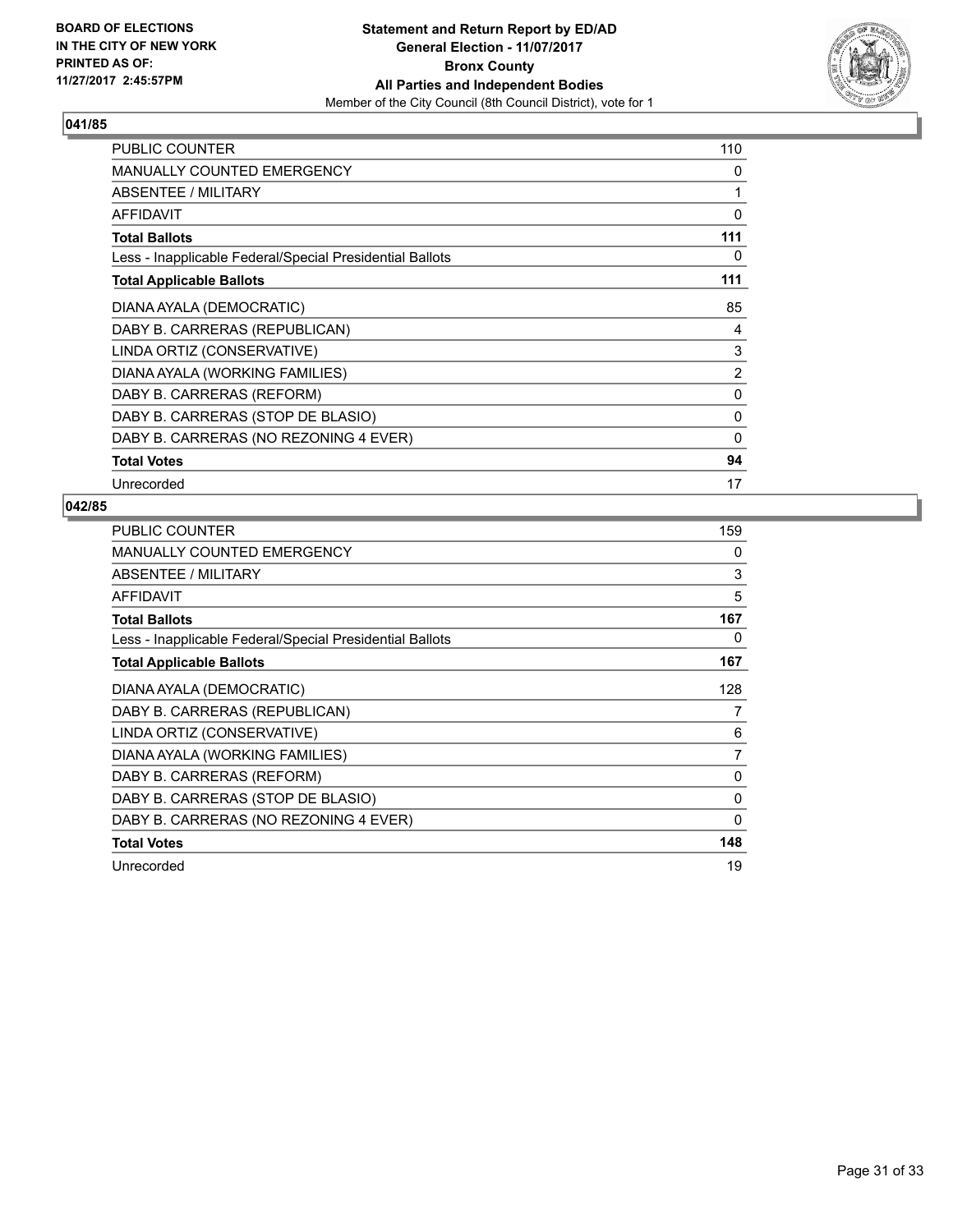**BOARD OF ELECTIONS IN THE CITY OF NEW YORK PRINTED AS OF: 11/27/2017 2:45:57PM**

**Statement and Return Report by ED/AD General Election - 11/07/2017 Bronx County All Parties and Independent Bodies**

Member of the City Council (8th Council District), vote for 1

### 041/85

| | |
|---|---|
| PUBLIC COUNTER | 110 |
| MANUALLY COUNTED EMERGENCY | 0 |
| ABSENTEE / MILITARY | 1 |
| AFFIDAVIT | 0 |
| **Total Ballots** | **111** |
| Less - Inapplicable Federal/Special Presidential Ballots | 0 |
| **Total Applicable Ballots** | **111** |
| DIANA AYALA (DEMOCRATIC) | 85 |
| DABY B. CARRERAS (REPUBLICAN) | 4 |
| LINDA ORTIZ (CONSERVATIVE) | 3 |
| DIANA AYALA (WORKING FAMILIES) | 2 |
| DABY B. CARRERAS (REFORM) | 0 |
| DABY B. CARRERAS (STOP DE BLASIO) | 0 |
| DABY B. CARRERAS (NO REZONING 4 EVER) | 0 |
| **Total Votes** | **94** |
| Unrecorded | 17 |

### 042/85

| | |
|---|---|
| PUBLIC COUNTER | 159 |
| MANUALLY COUNTED EMERGENCY | 0 |
| ABSENTEE / MILITARY | 3 |
| AFFIDAVIT | 5 |
| **Total Ballots** | **167** |
| Less - Inapplicable Federal/Special Presidential Ballots | 0 |
| **Total Applicable Ballots** | **167** |
| DIANA AYALA (DEMOCRATIC) | 128 |
| DABY B. CARRERAS (REPUBLICAN) | 7 |
| LINDA ORTIZ (CONSERVATIVE) | 6 |
| DIANA AYALA (WORKING FAMILIES) | 7 |
| DABY B. CARRERAS (REFORM) | 0 |
| DABY B. CARRERAS (STOP DE BLASIO) | 0 |
| DABY B. CARRERAS (NO REZONING 4 EVER) | 0 |
| **Total Votes** | **148** |
| Unrecorded | 19 |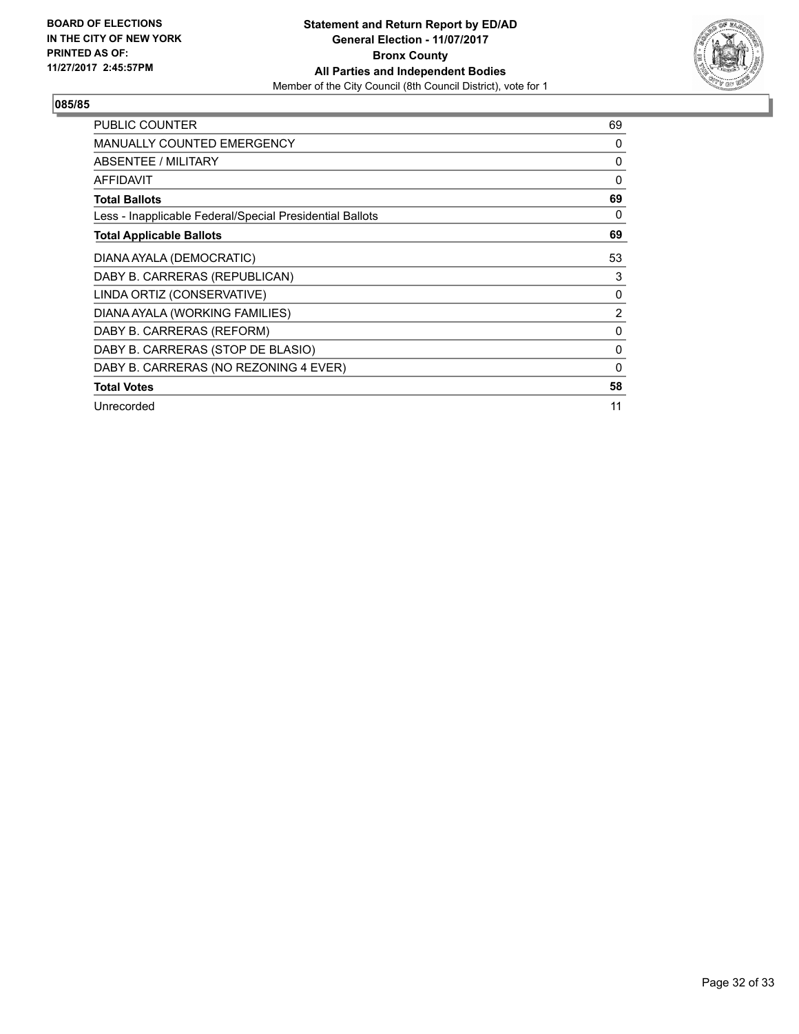BOARD OF ELECTIONS
IN THE CITY OF NEW YORK
PRINTED AS OF:
11/27/2017 2:45:57PM

**Statement and Return Report by ED/AD**
**General Election - 11/07/2017**
**Bronx County**
**All Parties and Independent Bodies**
Member of the City Council (8th Council District), vote for 1

## 085/85

| | |
|---|---|
| PUBLIC COUNTER | 69 |
| MANUALLY COUNTED EMERGENCY | 0 |
| ABSENTEE / MILITARY | 0 |
| AFFIDAVIT | 0 |
| **Total Ballots** | **69** |
| Less - Inapplicable Federal/Special Presidential Ballots | 0 |
| **Total Applicable Ballots** | **69** |
| DIANA AYALA (DEMOCRATIC) | 53 |
| DABY B. CARRERAS (REPUBLICAN) | 3 |
| LINDA ORTIZ (CONSERVATIVE) | 0 |
| DIANA AYALA (WORKING FAMILIES) | 2 |
| DABY B. CARRERAS (REFORM) | 0 |
| DABY B. CARRERAS (STOP DE BLASIO) | 0 |
| DABY B. CARRERAS (NO REZONING 4 EVER) | 0 |
| **Total Votes** | **58** |
| Unrecorded | 11 |